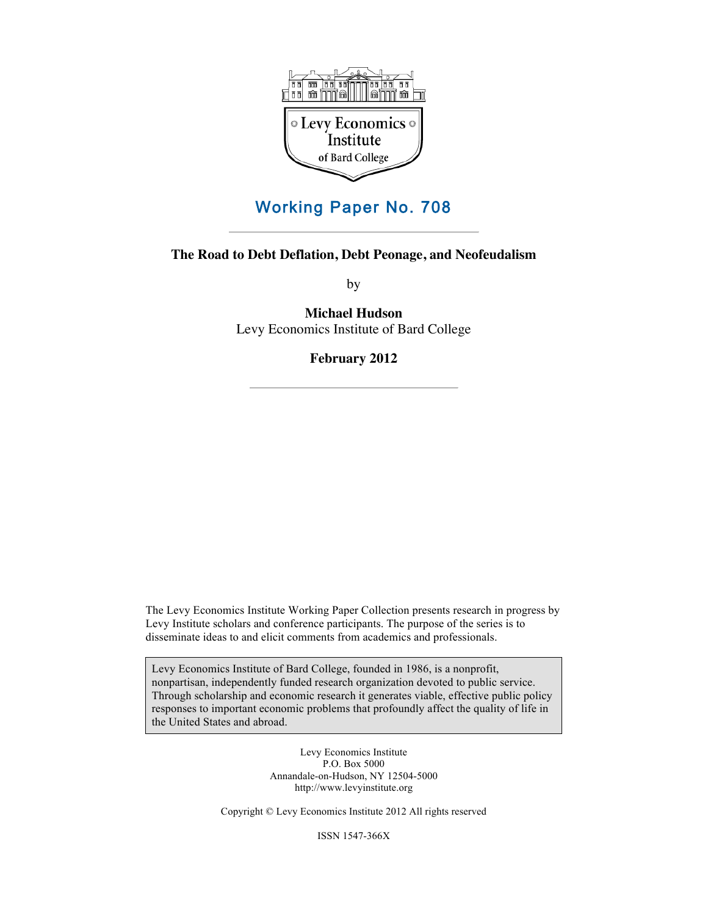Levy Economics Institute of Bard College

# Working Paper No. 708

## The Road to Debt Deflation, Debt Peonage, and Neofeudalism

by

**Michael Hudson**
Levy Economics Institute of Bard College

**February 2012**

The Levy Economics Institute Working Paper Collection presents research in progress by Levy Institute scholars and conference participants. The purpose of the series is to disseminate ideas to and elicit comments from academics and professionals.

Levy Economics Institute of Bard College, founded in 1986, is a nonprofit, nonpartisan, independently funded research organization devoted to public service. Through scholarship and economic research it generates viable, effective public policy responses to important economic problems that profoundly affect the quality of life in the United States and abroad.

Levy Economics Institute
P.O. Box 5000
Annandale-on-Hudson, NY 12504-5000
http://www.levyinstitute.org

Copyright © Levy Economics Institute 2012 All rights reserved

ISSN 1547-366X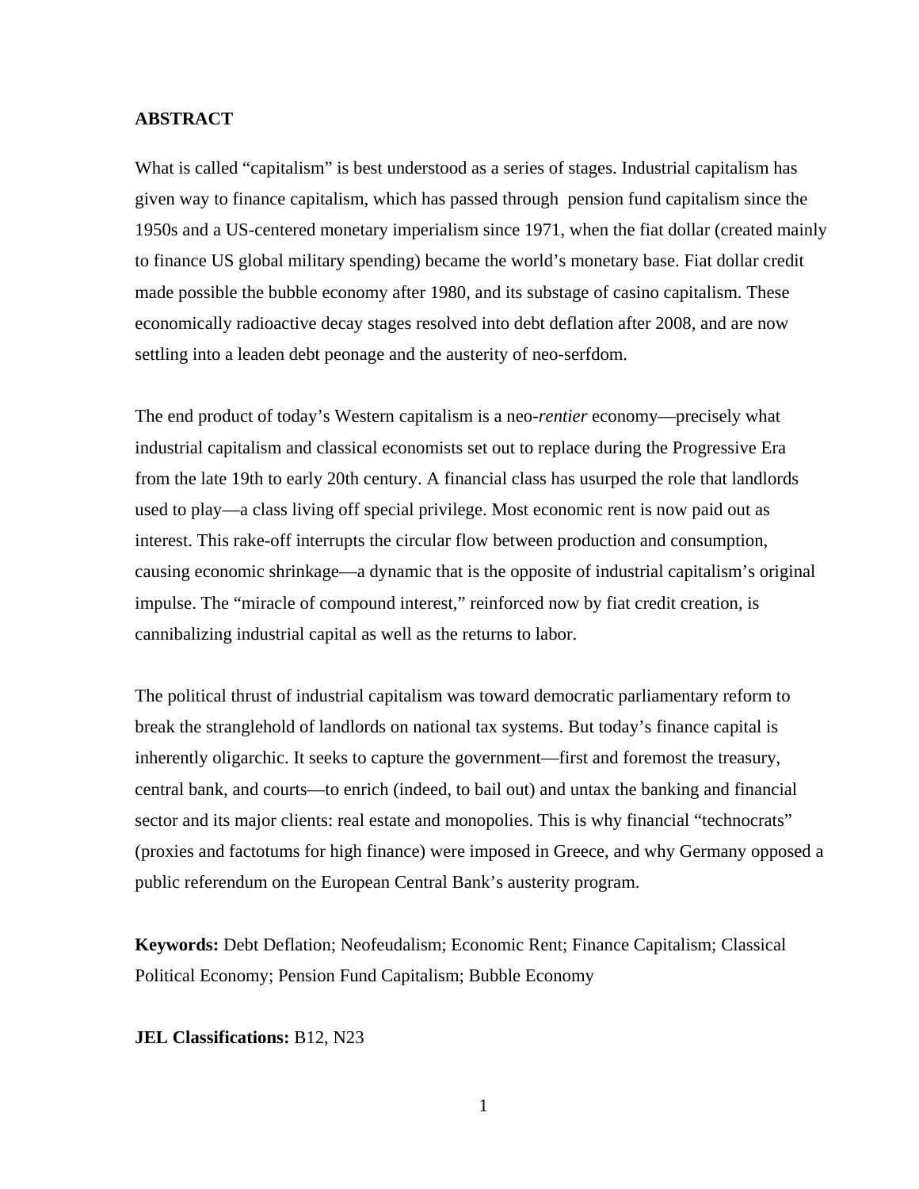**ABSTRACT**

What is called “capitalism” is best understood as a series of stages. Industrial capitalism has given way to finance capitalism, which has passed through pension fund capitalism since the 1950s and a US-centered monetary imperialism since 1971, when the fiat dollar (created mainly to finance US global military spending) became the world’s monetary base. Fiat dollar credit made possible the bubble economy after 1980, and its substage of casino capitalism. These economically radioactive decay stages resolved into debt deflation after 2008, and are now settling into a leaden debt peonage and the austerity of neo-serfdom.

The end product of today’s Western capitalism is a neo-*rentier* economy—precisely what industrial capitalism and classical economists set out to replace during the Progressive Era from the late 19th to early 20th century. A financial class has usurped the role that landlords used to play—a class living off special privilege. Most economic rent is now paid out as interest. This rake-off interrupts the circular flow between production and consumption, causing economic shrinkage—a dynamic that is the opposite of industrial capitalism’s original impulse. The “miracle of compound interest,” reinforced now by fiat credit creation, is cannibalizing industrial capital as well as the returns to labor.

The political thrust of industrial capitalism was toward democratic parliamentary reform to break the stranglehold of landlords on national tax systems. But today’s finance capital is inherently oligarchic. It seeks to capture the government—first and foremost the treasury, central bank, and courts—to enrich (indeed, to bail out) and untax the banking and financial sector and its major clients: real estate and monopolies. This is why financial “technocrats” (proxies and factotums for high finance) were imposed in Greece, and why Germany opposed a public referendum on the European Central Bank’s austerity program.

**Keywords:** Debt Deflation; Neofeudalism; Economic Rent; Finance Capitalism; Classical Political Economy; Pension Fund Capitalism; Bubble Economy

**JEL Classifications:** B12, N23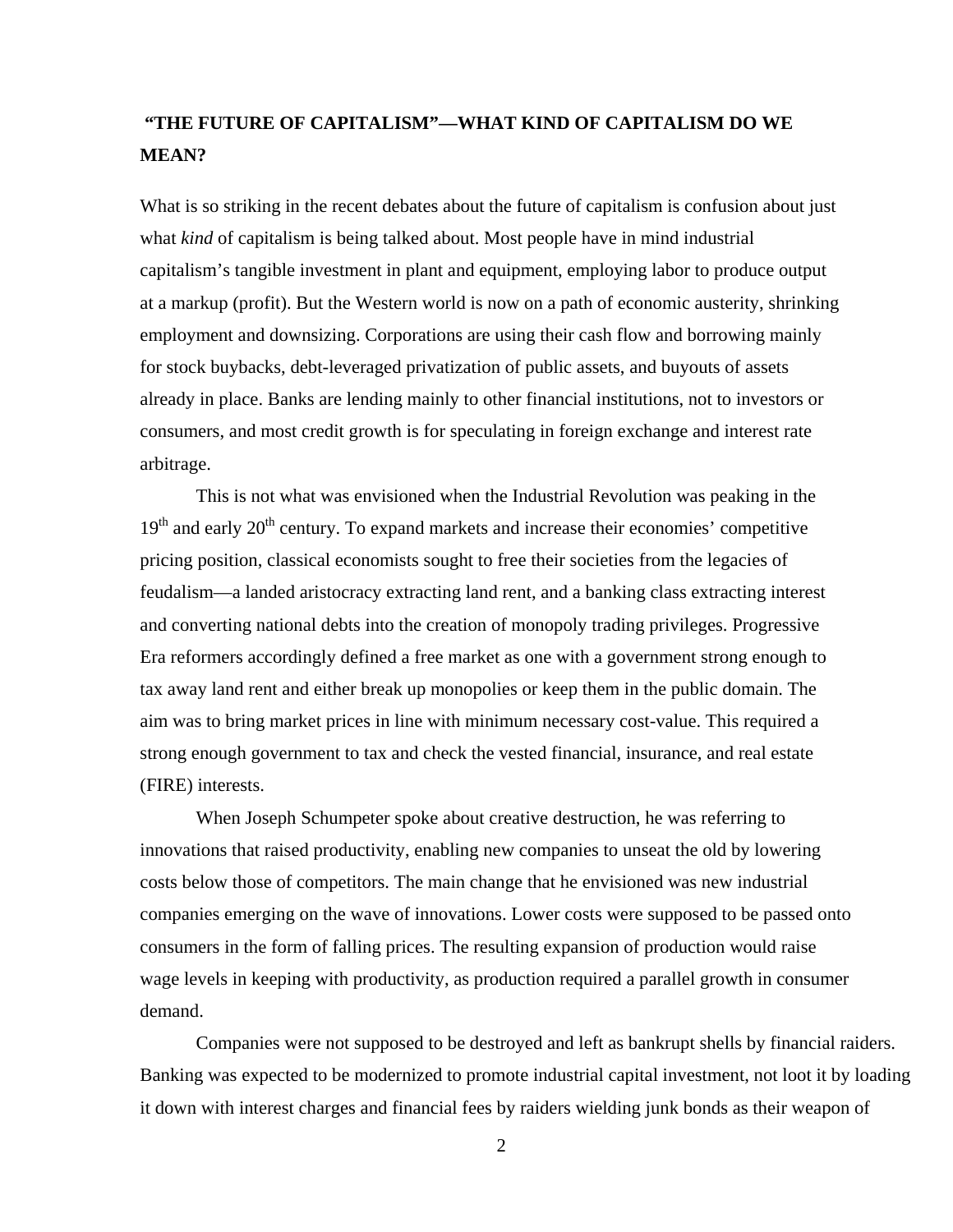## "THE FUTURE OF CAPITALISM"—WHAT KIND OF CAPITALISM DO WE MEAN?

What is so striking in the recent debates about the future of capitalism is confusion about just what *kind* of capitalism is being talked about. Most people have in mind industrial capitalism's tangible investment in plant and equipment, employing labor to produce output at a markup (profit). But the Western world is now on a path of economic austerity, shrinking employment and downsizing. Corporations are using their cash flow and borrowing mainly for stock buybacks, debt-leveraged privatization of public assets, and buyouts of assets already in place. Banks are lending mainly to other financial institutions, not to investors or consumers, and most credit growth is for speculating in foreign exchange and interest rate arbitrage.

This is not what was envisioned when the Industrial Revolution was peaking in the 19th and early 20th century. To expand markets and increase their economies' competitive pricing position, classical economists sought to free their societies from the legacies of feudalism—a landed aristocracy extracting land rent, and a banking class extracting interest and converting national debts into the creation of monopoly trading privileges. Progressive Era reformers accordingly defined a free market as one with a government strong enough to tax away land rent and either break up monopolies or keep them in the public domain. The aim was to bring market prices in line with minimum necessary cost-value. This required a strong enough government to tax and check the vested financial, insurance, and real estate (FIRE) interests.

When Joseph Schumpeter spoke about creative destruction, he was referring to innovations that raised productivity, enabling new companies to unseat the old by lowering costs below those of competitors. The main change that he envisioned was new industrial companies emerging on the wave of innovations. Lower costs were supposed to be passed onto consumers in the form of falling prices. The resulting expansion of production would raise wage levels in keeping with productivity, as production required a parallel growth in consumer demand.

Companies were not supposed to be destroyed and left as bankrupt shells by financial raiders. Banking was expected to be modernized to promote industrial capital investment, not loot it by loading it down with interest charges and financial fees by raiders wielding junk bonds as their weapon of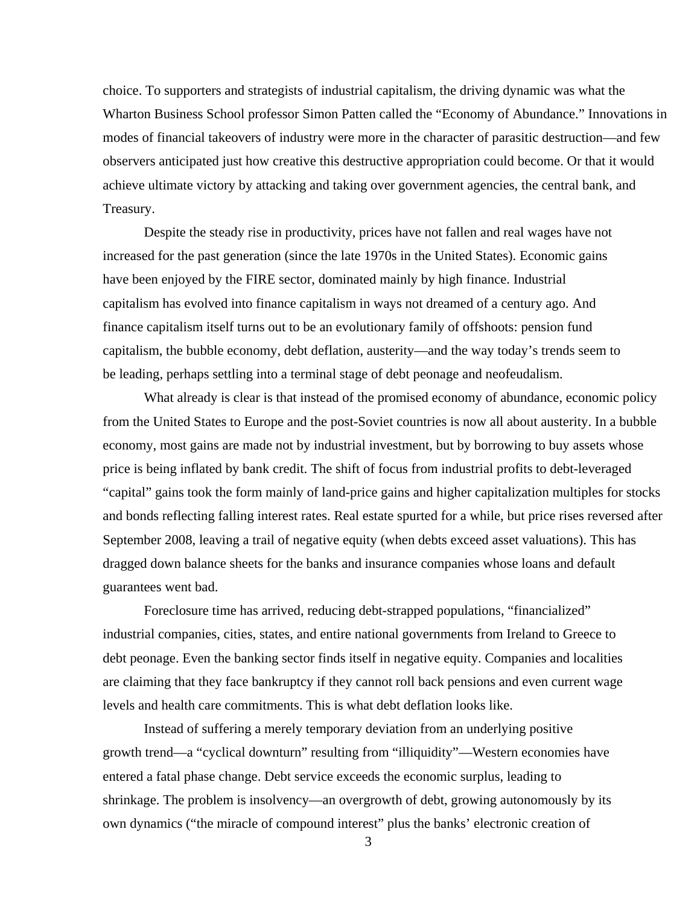choice. To supporters and strategists of industrial capitalism, the driving dynamic was what the Wharton Business School professor Simon Patten called the "Economy of Abundance." Innovations in modes of financial takeovers of industry were more in the character of parasitic destruction—and few observers anticipated just how creative this destructive appropriation could become. Or that it would achieve ultimate victory by attacking and taking over government agencies, the central bank, and Treasury.

Despite the steady rise in productivity, prices have not fallen and real wages have not increased for the past generation (since the late 1970s in the United States). Economic gains have been enjoyed by the FIRE sector, dominated mainly by high finance. Industrial capitalism has evolved into finance capitalism in ways not dreamed of a century ago. And finance capitalism itself turns out to be an evolutionary family of offshoots: pension fund capitalism, the bubble economy, debt deflation, austerity—and the way today's trends seem to be leading, perhaps settling into a terminal stage of debt peonage and neofeudalism.

What already is clear is that instead of the promised economy of abundance, economic policy from the United States to Europe and the post-Soviet countries is now all about austerity. In a bubble economy, most gains are made not by industrial investment, but by borrowing to buy assets whose price is being inflated by bank credit. The shift of focus from industrial profits to debt-leveraged "capital" gains took the form mainly of land-price gains and higher capitalization multiples for stocks and bonds reflecting falling interest rates. Real estate spurted for a while, but price rises reversed after September 2008, leaving a trail of negative equity (when debts exceed asset valuations). This has dragged down balance sheets for the banks and insurance companies whose loans and default guarantees went bad.

Foreclosure time has arrived, reducing debt-strapped populations, "financialized" industrial companies, cities, states, and entire national governments from Ireland to Greece to debt peonage. Even the banking sector finds itself in negative equity. Companies and localities are claiming that they face bankruptcy if they cannot roll back pensions and even current wage levels and health care commitments. This is what debt deflation looks like.

Instead of suffering a merely temporary deviation from an underlying positive growth trend—a "cyclical downturn" resulting from "illiquidity"—Western economies have entered a fatal phase change. Debt service exceeds the economic surplus, leading to shrinkage. The problem is insolvency—an overgrowth of debt, growing autonomously by its own dynamics ("the miracle of compound interest" plus the banks' electronic creation of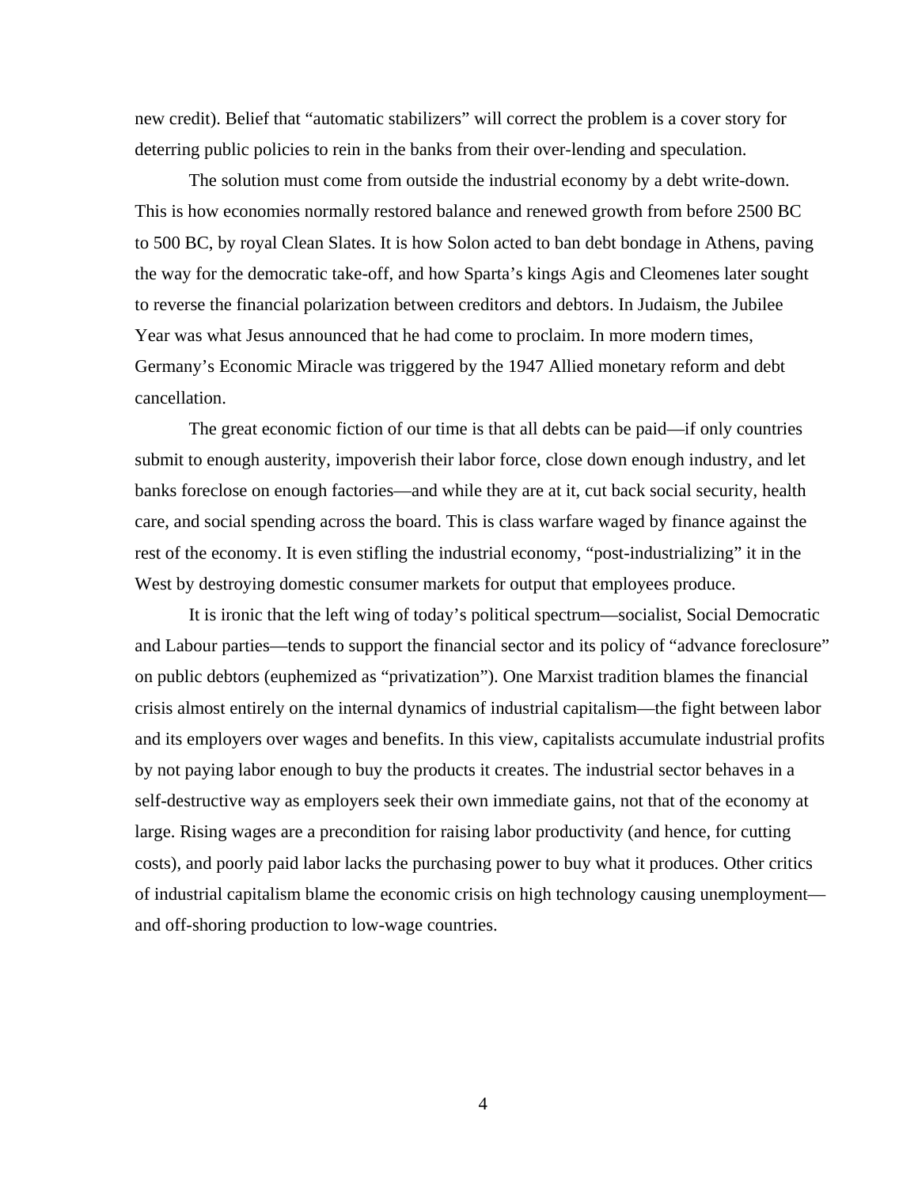new credit). Belief that "automatic stabilizers" will correct the problem is a cover story for deterring public policies to rein in the banks from their over-lending and speculation.

The solution must come from outside the industrial economy by a debt write-down. This is how economies normally restored balance and renewed growth from before 2500 BC to 500 BC, by royal Clean Slates. It is how Solon acted to ban debt bondage in Athens, paving the way for the democratic take-off, and how Sparta's kings Agis and Cleomenes later sought to reverse the financial polarization between creditors and debtors. In Judaism, the Jubilee Year was what Jesus announced that he had come to proclaim. In more modern times, Germany's Economic Miracle was triggered by the 1947 Allied monetary reform and debt cancellation.

The great economic fiction of our time is that all debts can be paid—if only countries submit to enough austerity, impoverish their labor force, close down enough industry, and let banks foreclose on enough factories—and while they are at it, cut back social security, health care, and social spending across the board. This is class warfare waged by finance against the rest of the economy. It is even stifling the industrial economy, "post-industrializing" it in the West by destroying domestic consumer markets for output that employees produce.

It is ironic that the left wing of today's political spectrum—socialist, Social Democratic and Labour parties—tends to support the financial sector and its policy of "advance foreclosure" on public debtors (euphemized as "privatization"). One Marxist tradition blames the financial crisis almost entirely on the internal dynamics of industrial capitalism—the fight between labor and its employers over wages and benefits. In this view, capitalists accumulate industrial profits by not paying labor enough to buy the products it creates. The industrial sector behaves in a self-destructive way as employers seek their own immediate gains, not that of the economy at large. Rising wages are a precondition for raising labor productivity (and hence, for cutting costs), and poorly paid labor lacks the purchasing power to buy what it produces. Other critics of industrial capitalism blame the economic crisis on high technology causing unemployment—and off-shoring production to low-wage countries.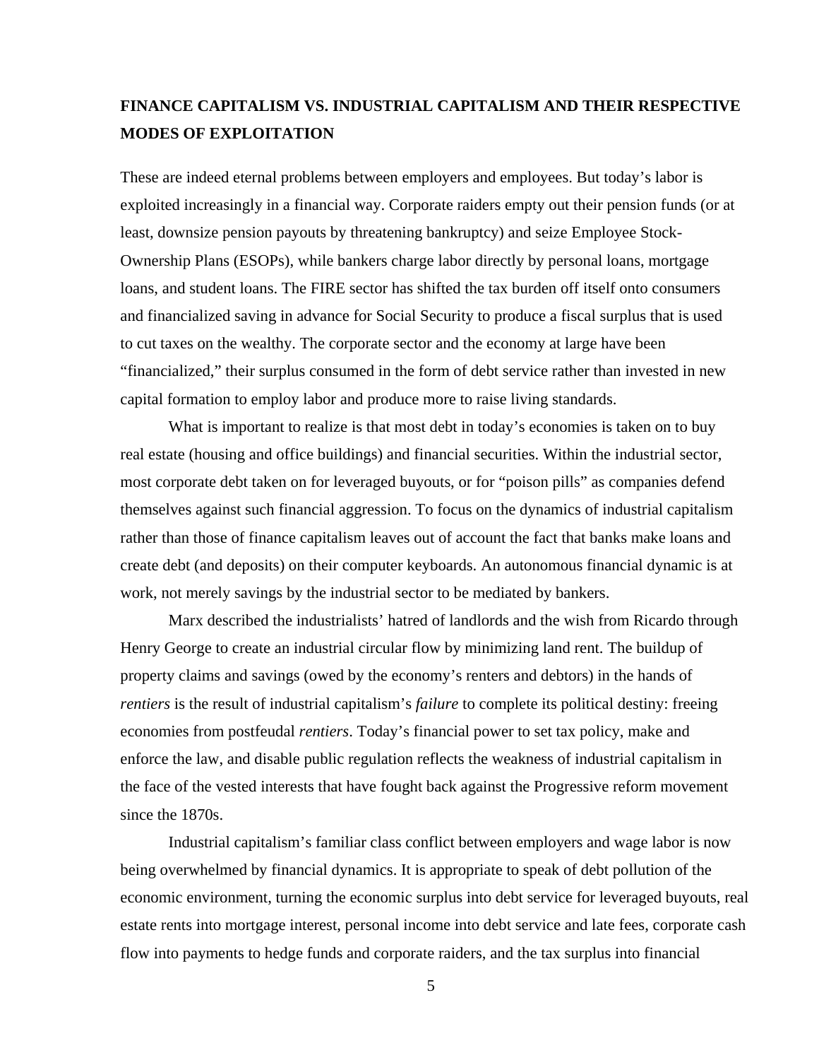## FINANCE CAPITALISM VS. INDUSTRIAL CAPITALISM AND THEIR RESPECTIVE MODES OF EXPLOITATION

These are indeed eternal problems between employers and employees. But today's labor is exploited increasingly in a financial way. Corporate raiders empty out their pension funds (or at least, downsize pension payouts by threatening bankruptcy) and seize Employee Stock-Ownership Plans (ESOPs), while bankers charge labor directly by personal loans, mortgage loans, and student loans. The FIRE sector has shifted the tax burden off itself onto consumers and financialized saving in advance for Social Security to produce a fiscal surplus that is used to cut taxes on the wealthy. The corporate sector and the economy at large have been "financialized," their surplus consumed in the form of debt service rather than invested in new capital formation to employ labor and produce more to raise living standards.

What is important to realize is that most debt in today's economies is taken on to buy real estate (housing and office buildings) and financial securities. Within the industrial sector, most corporate debt taken on for leveraged buyouts, or for "poison pills" as companies defend themselves against such financial aggression. To focus on the dynamics of industrial capitalism rather than those of finance capitalism leaves out of account the fact that banks make loans and create debt (and deposits) on their computer keyboards. An autonomous financial dynamic is at work, not merely savings by the industrial sector to be mediated by bankers.

Marx described the industrialists' hatred of landlords and the wish from Ricardo through Henry George to create an industrial circular flow by minimizing land rent. The buildup of property claims and savings (owed by the economy's renters and debtors) in the hands of *rentiers* is the result of industrial capitalism's *failure* to complete its political destiny: freeing economies from postfeudal *rentiers*. Today's financial power to set tax policy, make and enforce the law, and disable public regulation reflects the weakness of industrial capitalism in the face of the vested interests that have fought back against the Progressive reform movement since the 1870s.

Industrial capitalism's familiar class conflict between employers and wage labor is now being overwhelmed by financial dynamics. It is appropriate to speak of debt pollution of the economic environment, turning the economic surplus into debt service for leveraged buyouts, real estate rents into mortgage interest, personal income into debt service and late fees, corporate cash flow into payments to hedge funds and corporate raiders, and the tax surplus into financial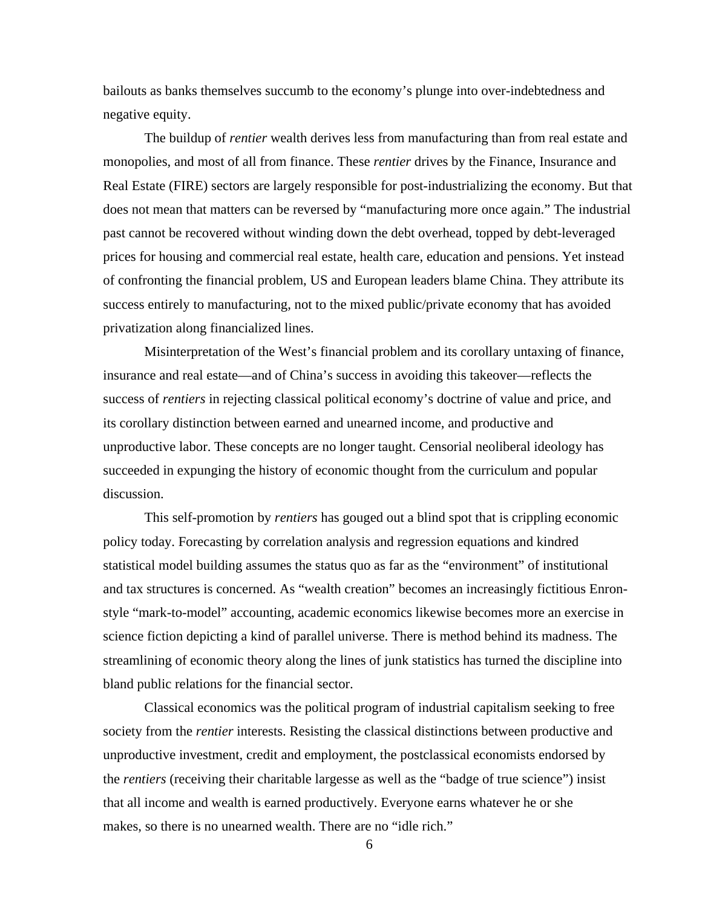bailouts as banks themselves succumb to the economy's plunge into over-indebtedness and negative equity.

The buildup of *rentier* wealth derives less from manufacturing than from real estate and monopolies, and most of all from finance. These *rentier* drives by the Finance, Insurance and Real Estate (FIRE) sectors are largely responsible for post-industrializing the economy. But that does not mean that matters can be reversed by "manufacturing more once again." The industrial past cannot be recovered without winding down the debt overhead, topped by debt-leveraged prices for housing and commercial real estate, health care, education and pensions. Yet instead of confronting the financial problem, US and European leaders blame China. They attribute its success entirely to manufacturing, not to the mixed public/private economy that has avoided privatization along financialized lines.

Misinterpretation of the West's financial problem and its corollary untaxing of finance, insurance and real estate—and of China's success in avoiding this takeover—reflects the success of *rentiers* in rejecting classical political economy's doctrine of value and price, and its corollary distinction between earned and unearned income, and productive and unproductive labor. These concepts are no longer taught. Censorial neoliberal ideology has succeeded in expunging the history of economic thought from the curriculum and popular discussion.

This self-promotion by *rentiers* has gouged out a blind spot that is crippling economic policy today. Forecasting by correlation analysis and regression equations and kindred statistical model building assumes the status quo as far as the "environment" of institutional and tax structures is concerned. As "wealth creation" becomes an increasingly fictitious Enron-style "mark-to-model" accounting, academic economics likewise becomes more an exercise in science fiction depicting a kind of parallel universe. There is method behind its madness. The streamlining of economic theory along the lines of junk statistics has turned the discipline into bland public relations for the financial sector.

Classical economics was the political program of industrial capitalism seeking to free society from the *rentier* interests. Resisting the classical distinctions between productive and unproductive investment, credit and employment, the postclassical economists endorsed by the *rentiers* (receiving their charitable largesse as well as the "badge of true science") insist that all income and wealth is earned productively. Everyone earns whatever he or she makes, so there is no unearned wealth. There are no "idle rich."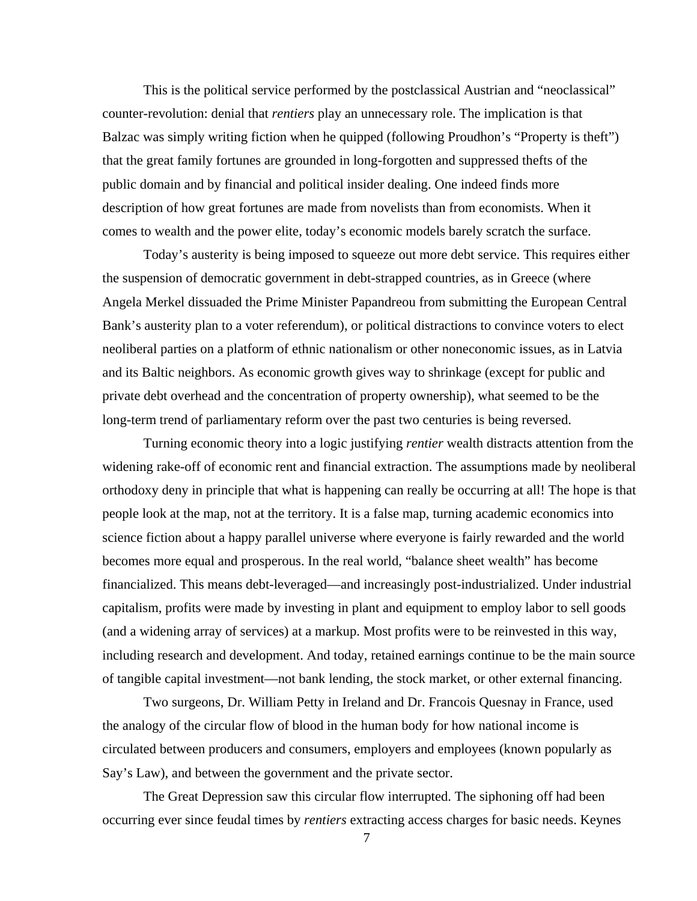This is the political service performed by the postclassical Austrian and "neoclassical" counter-revolution: denial that *rentiers* play an unnecessary role. The implication is that Balzac was simply writing fiction when he quipped (following Proudhon's "Property is theft") that the great family fortunes are grounded in long-forgotten and suppressed thefts of the public domain and by financial and political insider dealing. One indeed finds more description of how great fortunes are made from novelists than from economists. When it comes to wealth and the power elite, today's economic models barely scratch the surface.

Today's austerity is being imposed to squeeze out more debt service. This requires either the suspension of democratic government in debt-strapped countries, as in Greece (where Angela Merkel dissuaded the Prime Minister Papandreou from submitting the European Central Bank's austerity plan to a voter referendum), or political distractions to convince voters to elect neoliberal parties on a platform of ethnic nationalism or other noneconomic issues, as in Latvia and its Baltic neighbors. As economic growth gives way to shrinkage (except for public and private debt overhead and the concentration of property ownership), what seemed to be the long-term trend of parliamentary reform over the past two centuries is being reversed.

Turning economic theory into a logic justifying *rentier* wealth distracts attention from the widening rake-off of economic rent and financial extraction. The assumptions made by neoliberal orthodoxy deny in principle that what is happening can really be occurring at all! The hope is that people look at the map, not at the territory. It is a false map, turning academic economics into science fiction about a happy parallel universe where everyone is fairly rewarded and the world becomes more equal and prosperous. In the real world, "balance sheet wealth" has become financialized. This means debt-leveraged—and increasingly post-industrialized. Under industrial capitalism, profits were made by investing in plant and equipment to employ labor to sell goods (and a widening array of services) at a markup. Most profits were to be reinvested in this way, including research and development. And today, retained earnings continue to be the main source of tangible capital investment—not bank lending, the stock market, or other external financing.

Two surgeons, Dr. William Petty in Ireland and Dr. Francois Quesnay in France, used the analogy of the circular flow of blood in the human body for how national income is circulated between producers and consumers, employers and employees (known popularly as Say's Law), and between the government and the private sector.

The Great Depression saw this circular flow interrupted. The siphoning off had been occurring ever since feudal times by *rentiers* extracting access charges for basic needs. Keynes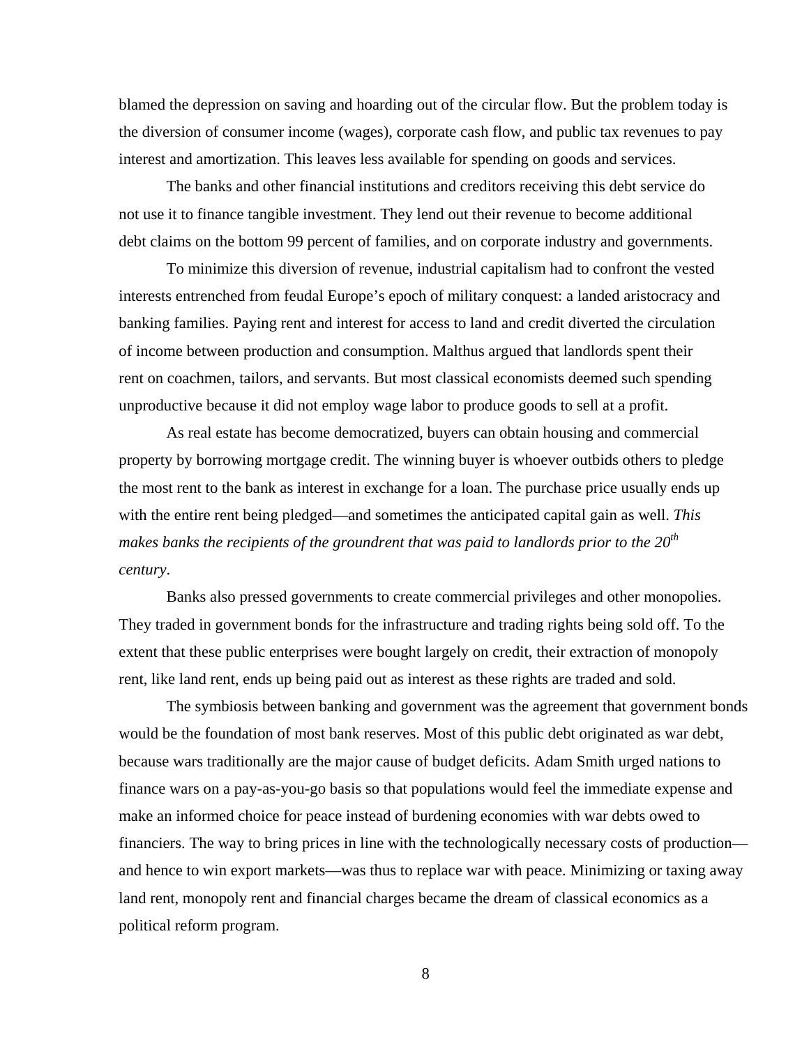blamed the depression on saving and hoarding out of the circular flow. But the problem today is the diversion of consumer income (wages), corporate cash flow, and public tax revenues to pay interest and amortization. This leaves less available for spending on goods and services.

The banks and other financial institutions and creditors receiving this debt service do not use it to finance tangible investment. They lend out their revenue to become additional debt claims on the bottom 99 percent of families, and on corporate industry and governments.

To minimize this diversion of revenue, industrial capitalism had to confront the vested interests entrenched from feudal Europe's epoch of military conquest: a landed aristocracy and banking families. Paying rent and interest for access to land and credit diverted the circulation of income between production and consumption. Malthus argued that landlords spent their rent on coachmen, tailors, and servants. But most classical economists deemed such spending unproductive because it did not employ wage labor to produce goods to sell at a profit.

As real estate has become democratized, buyers can obtain housing and commercial property by borrowing mortgage credit. The winning buyer is whoever outbids others to pledge the most rent to the bank as interest in exchange for a loan. The purchase price usually ends up with the entire rent being pledged—and sometimes the anticipated capital gain as well. *This makes banks the recipients of the groundrent that was paid to landlords prior to the 20th century*.

Banks also pressed governments to create commercial privileges and other monopolies. They traded in government bonds for the infrastructure and trading rights being sold off. To the extent that these public enterprises were bought largely on credit, their extraction of monopoly rent, like land rent, ends up being paid out as interest as these rights are traded and sold.

The symbiosis between banking and government was the agreement that government bonds would be the foundation of most bank reserves. Most of this public debt originated as war debt, because wars traditionally are the major cause of budget deficits. Adam Smith urged nations to finance wars on a pay-as-you-go basis so that populations would feel the immediate expense and make an informed choice for peace instead of burdening economies with war debts owed to financiers. The way to bring prices in line with the technologically necessary costs of production—and hence to win export markets—was thus to replace war with peace. Minimizing or taxing away land rent, monopoly rent and financial charges became the dream of classical economics as a political reform program.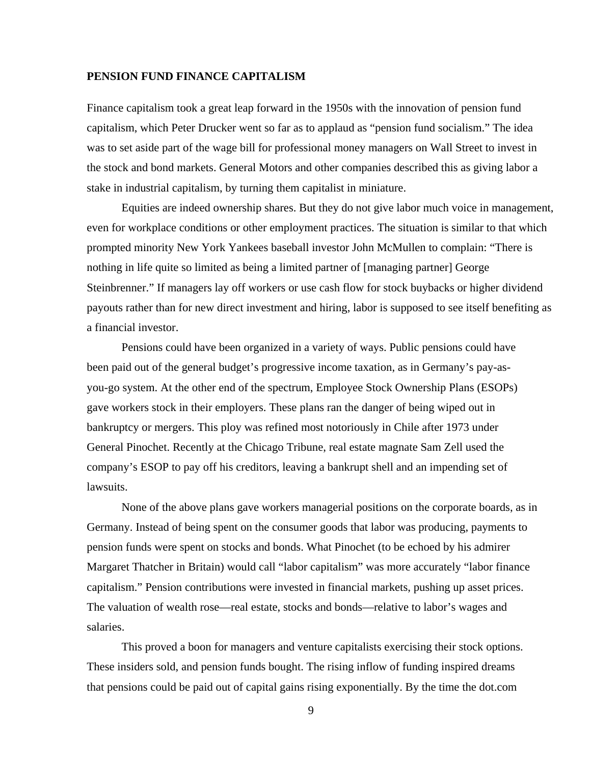## PENSION FUND FINANCE CAPITALISM

Finance capitalism took a great leap forward in the 1950s with the innovation of pension fund capitalism, which Peter Drucker went so far as to applaud as "pension fund socialism." The idea was to set aside part of the wage bill for professional money managers on Wall Street to invest in the stock and bond markets. General Motors and other companies described this as giving labor a stake in industrial capitalism, by turning them capitalist in miniature.

Equities are indeed ownership shares. But they do not give labor much voice in management, even for workplace conditions or other employment practices. The situation is similar to that which prompted minority New York Yankees baseball investor John McMullen to complain: "There is nothing in life quite so limited as being a limited partner of [managing partner] George Steinbrenner." If managers lay off workers or use cash flow for stock buybacks or higher dividend payouts rather than for new direct investment and hiring, labor is supposed to see itself benefiting as a financial investor.

Pensions could have been organized in a variety of ways. Public pensions could have been paid out of the general budget's progressive income taxation, as in Germany's pay-as-you-go system. At the other end of the spectrum, Employee Stock Ownership Plans (ESOPs) gave workers stock in their employers. These plans ran the danger of being wiped out in bankruptcy or mergers. This ploy was refined most notoriously in Chile after 1973 under General Pinochet. Recently at the Chicago Tribune, real estate magnate Sam Zell used the company's ESOP to pay off his creditors, leaving a bankrupt shell and an impending set of lawsuits.

None of the above plans gave workers managerial positions on the corporate boards, as in Germany. Instead of being spent on the consumer goods that labor was producing, payments to pension funds were spent on stocks and bonds. What Pinochet (to be echoed by his admirer Margaret Thatcher in Britain) would call "labor capitalism" was more accurately "labor finance capitalism." Pension contributions were invested in financial markets, pushing up asset prices. The valuation of wealth rose—real estate, stocks and bonds—relative to labor's wages and salaries.

This proved a boon for managers and venture capitalists exercising their stock options. These insiders sold, and pension funds bought. The rising inflow of funding inspired dreams that pensions could be paid out of capital gains rising exponentially. By the time the dot.com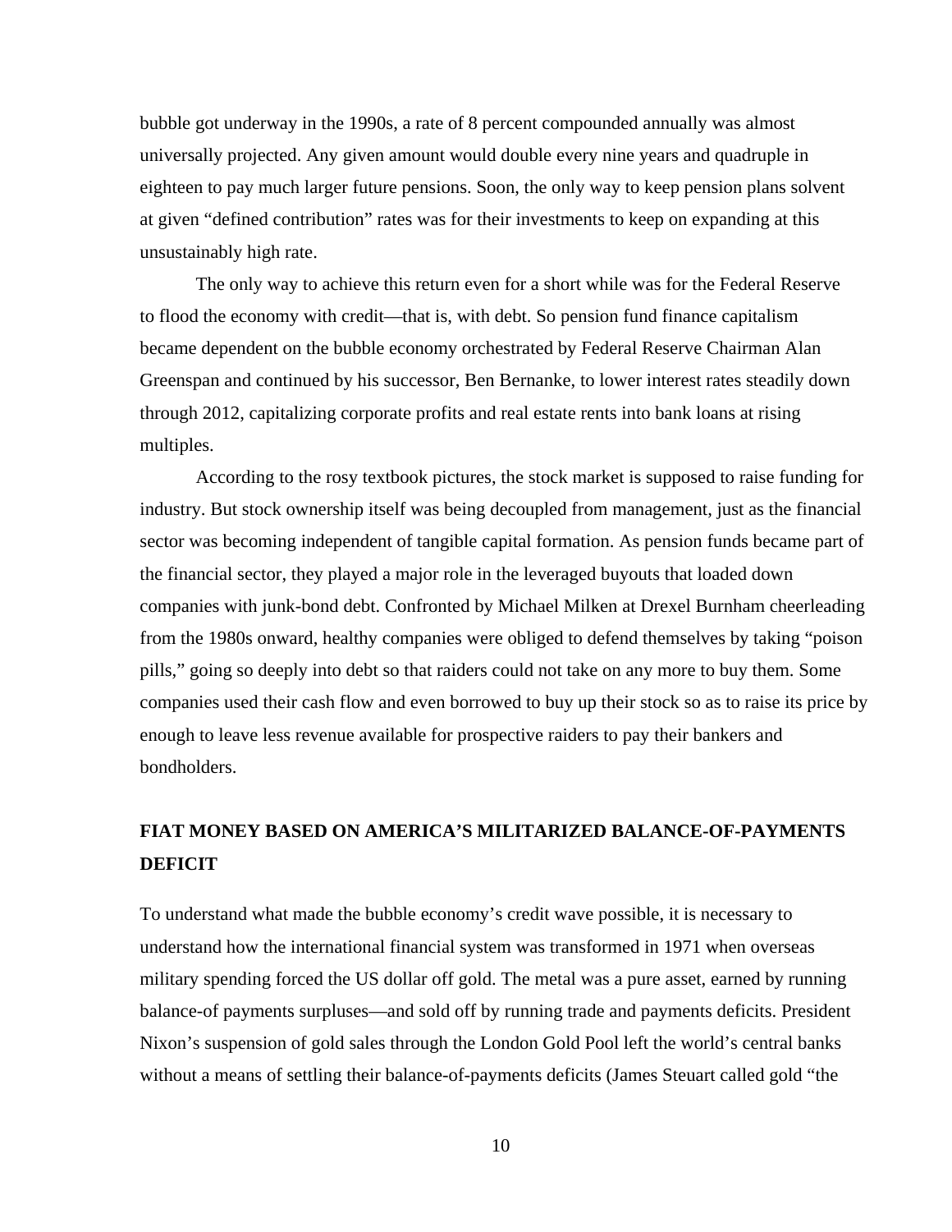bubble got underway in the 1990s, a rate of 8 percent compounded annually was almost universally projected. Any given amount would double every nine years and quadruple in eighteen to pay much larger future pensions. Soon, the only way to keep pension plans solvent at given "defined contribution" rates was for their investments to keep on expanding at this unsustainably high rate.

The only way to achieve this return even for a short while was for the Federal Reserve to flood the economy with credit—that is, with debt. So pension fund finance capitalism became dependent on the bubble economy orchestrated by Federal Reserve Chairman Alan Greenspan and continued by his successor, Ben Bernanke, to lower interest rates steadily down through 2012, capitalizing corporate profits and real estate rents into bank loans at rising multiples.

According to the rosy textbook pictures, the stock market is supposed to raise funding for industry. But stock ownership itself was being decoupled from management, just as the financial sector was becoming independent of tangible capital formation. As pension funds became part of the financial sector, they played a major role in the leveraged buyouts that loaded down companies with junk-bond debt. Confronted by Michael Milken at Drexel Burnham cheerleading from the 1980s onward, healthy companies were obliged to defend themselves by taking "poison pills," going so deeply into debt so that raiders could not take on any more to buy them. Some companies used their cash flow and even borrowed to buy up their stock so as to raise its price by enough to leave less revenue available for prospective raiders to pay their bankers and bondholders.

## FIAT MONEY BASED ON AMERICA'S MILITARIZED BALANCE-OF-PAYMENTS DEFICIT

To understand what made the bubble economy's credit wave possible, it is necessary to understand how the international financial system was transformed in 1971 when overseas military spending forced the US dollar off gold. The metal was a pure asset, earned by running balance-of payments surpluses—and sold off by running trade and payments deficits. President Nixon's suspension of gold sales through the London Gold Pool left the world's central banks without a means of settling their balance-of-payments deficits (James Steuart called gold "the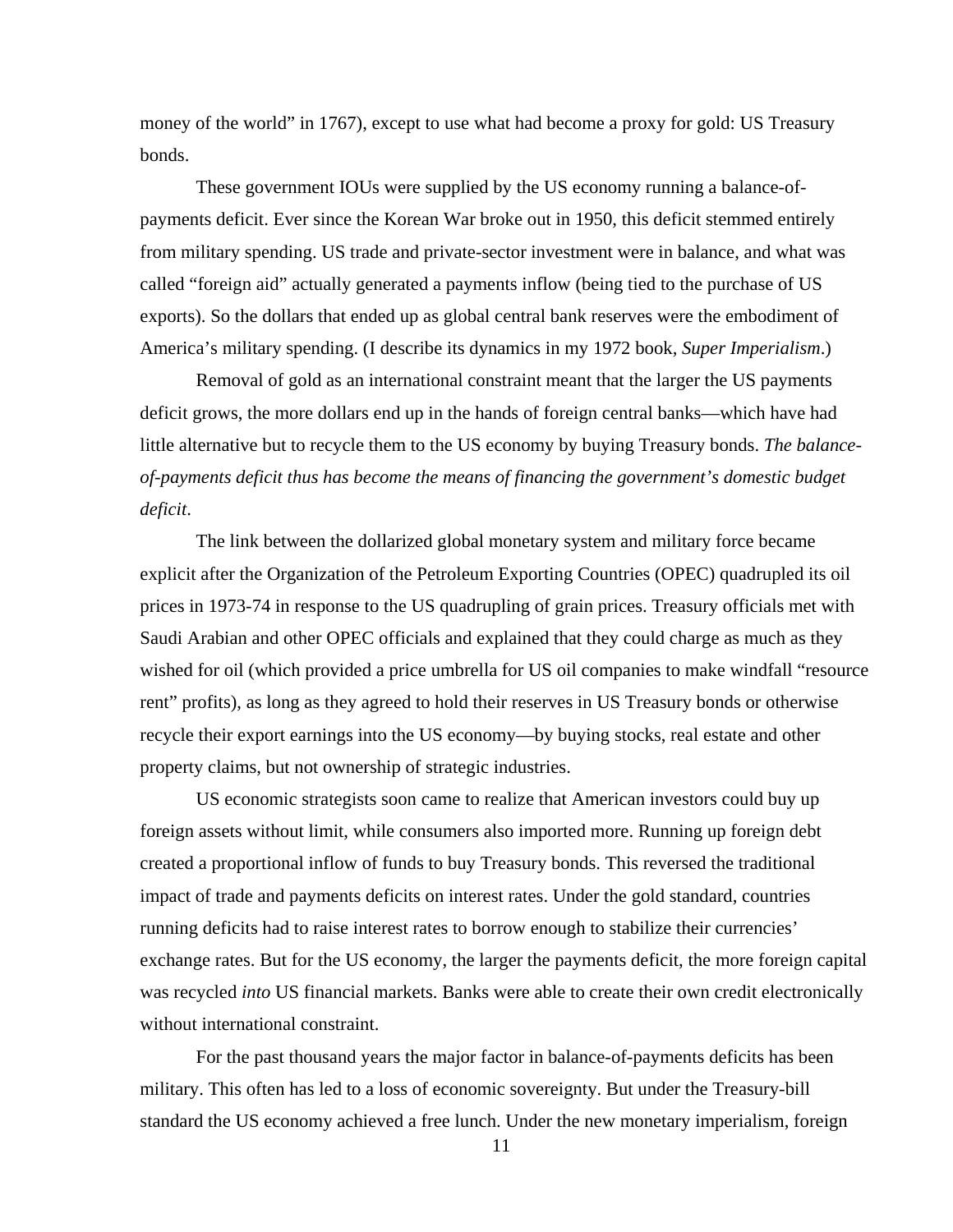money of the world" in 1767), except to use what had become a proxy for gold: US Treasury bonds.

These government IOUs were supplied by the US economy running a balance-of-payments deficit. Ever since the Korean War broke out in 1950, this deficit stemmed entirely from military spending. US trade and private-sector investment were in balance, and what was called "foreign aid" actually generated a payments inflow (being tied to the purchase of US exports). So the dollars that ended up as global central bank reserves were the embodiment of America's military spending. (I describe its dynamics in my 1972 book, *Super Imperialism*.)

Removal of gold as an international constraint meant that the larger the US payments deficit grows, the more dollars end up in the hands of foreign central banks—which have had little alternative but to recycle them to the US economy by buying Treasury bonds. *The balance-of-payments deficit thus has become the means of financing the government's domestic budget deficit*.

The link between the dollarized global monetary system and military force became explicit after the Organization of the Petroleum Exporting Countries (OPEC) quadrupled its oil prices in 1973-74 in response to the US quadrupling of grain prices. Treasury officials met with Saudi Arabian and other OPEC officials and explained that they could charge as much as they wished for oil (which provided a price umbrella for US oil companies to make windfall "resource rent" profits), as long as they agreed to hold their reserves in US Treasury bonds or otherwise recycle their export earnings into the US economy—by buying stocks, real estate and other property claims, but not ownership of strategic industries.

US economic strategists soon came to realize that American investors could buy up foreign assets without limit, while consumers also imported more. Running up foreign debt created a proportional inflow of funds to buy Treasury bonds. This reversed the traditional impact of trade and payments deficits on interest rates. Under the gold standard, countries running deficits had to raise interest rates to borrow enough to stabilize their currencies' exchange rates. But for the US economy, the larger the payments deficit, the more foreign capital was recycled *into* US financial markets. Banks were able to create their own credit electronically without international constraint.

For the past thousand years the major factor in balance-of-payments deficits has been military. This often has led to a loss of economic sovereignty. But under the Treasury-bill standard the US economy achieved a free lunch. Under the new monetary imperialism, foreign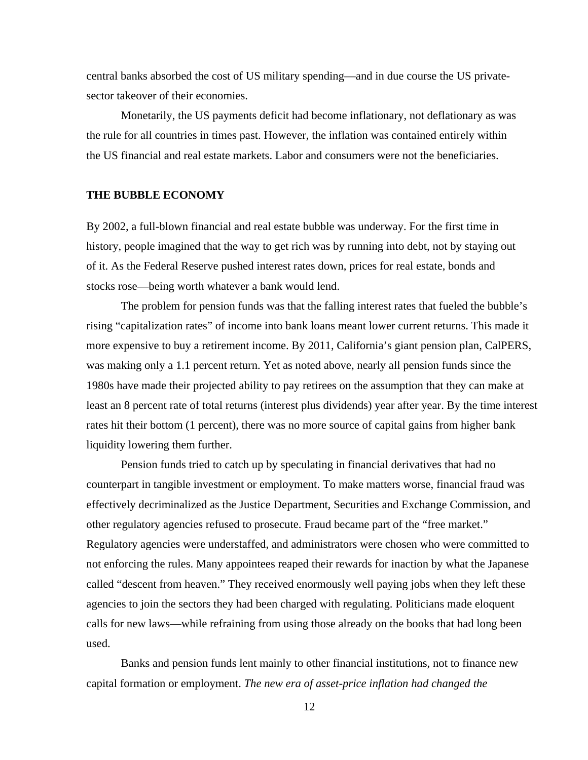central banks absorbed the cost of US military spending—and in due course the US private-sector takeover of their economies.

Monetarily, the US payments deficit had become inflationary, not deflationary as was the rule for all countries in times past. However, the inflation was contained entirely within the US financial and real estate markets. Labor and consumers were not the beneficiaries.

## THE BUBBLE ECONOMY

By 2002, a full-blown financial and real estate bubble was underway. For the first time in history, people imagined that the way to get rich was by running into debt, not by staying out of it. As the Federal Reserve pushed interest rates down, prices for real estate, bonds and stocks rose—being worth whatever a bank would lend.

The problem for pension funds was that the falling interest rates that fueled the bubble's rising "capitalization rates" of income into bank loans meant lower current returns. This made it more expensive to buy a retirement income. By 2011, California's giant pension plan, CalPERS, was making only a 1.1 percent return. Yet as noted above, nearly all pension funds since the 1980s have made their projected ability to pay retirees on the assumption that they can make at least an 8 percent rate of total returns (interest plus dividends) year after year. By the time interest rates hit their bottom (1 percent), there was no more source of capital gains from higher bank liquidity lowering them further.

Pension funds tried to catch up by speculating in financial derivatives that had no counterpart in tangible investment or employment. To make matters worse, financial fraud was effectively decriminalized as the Justice Department, Securities and Exchange Commission, and other regulatory agencies refused to prosecute. Fraud became part of the "free market." Regulatory agencies were understaffed, and administrators were chosen who were committed to not enforcing the rules. Many appointees reaped their rewards for inaction by what the Japanese called "descent from heaven." They received enormously well paying jobs when they left these agencies to join the sectors they had been charged with regulating. Politicians made eloquent calls for new laws—while refraining from using those already on the books that had long been used.

Banks and pension funds lent mainly to other financial institutions, not to finance new capital formation or employment. *The new era of asset-price inflation had changed the*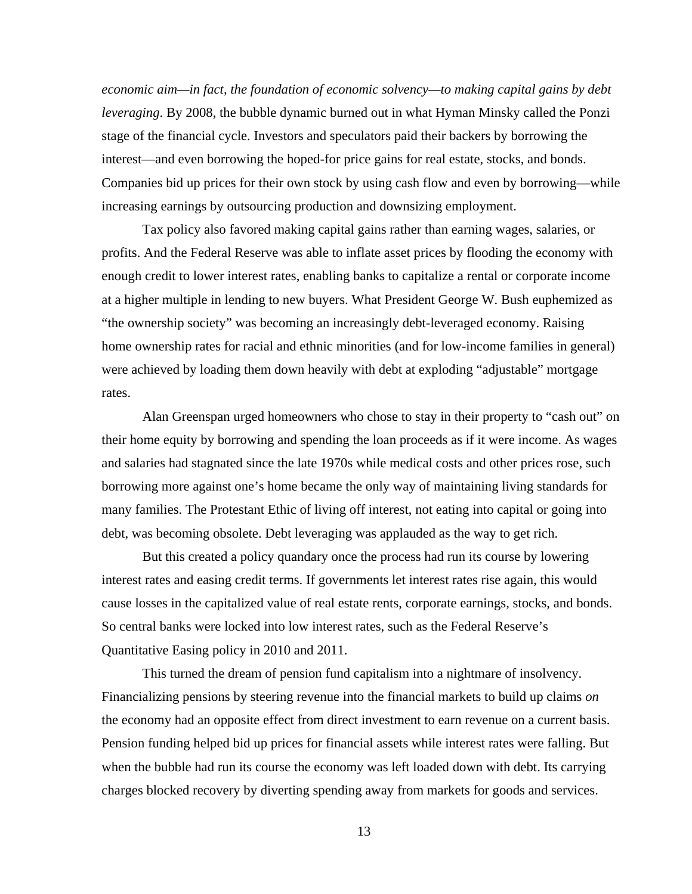*economic aim—in fact, the foundation of economic solvency—to making capital gains by debt leveraging*. By 2008, the bubble dynamic burned out in what Hyman Minsky called the Ponzi stage of the financial cycle. Investors and speculators paid their backers by borrowing the interest—and even borrowing the hoped-for price gains for real estate, stocks, and bonds. Companies bid up prices for their own stock by using cash flow and even by borrowing—while increasing earnings by outsourcing production and downsizing employment.

Tax policy also favored making capital gains rather than earning wages, salaries, or profits. And the Federal Reserve was able to inflate asset prices by flooding the economy with enough credit to lower interest rates, enabling banks to capitalize a rental or corporate income at a higher multiple in lending to new buyers. What President George W. Bush euphemized as "the ownership society" was becoming an increasingly debt-leveraged economy. Raising home ownership rates for racial and ethnic minorities (and for low-income families in general) were achieved by loading them down heavily with debt at exploding "adjustable" mortgage rates.

Alan Greenspan urged homeowners who chose to stay in their property to "cash out" on their home equity by borrowing and spending the loan proceeds as if it were income. As wages and salaries had stagnated since the late 1970s while medical costs and other prices rose, such borrowing more against one's home became the only way of maintaining living standards for many families. The Protestant Ethic of living off interest, not eating into capital or going into debt, was becoming obsolete. Debt leveraging was applauded as the way to get rich.

But this created a policy quandary once the process had run its course by lowering interest rates and easing credit terms. If governments let interest rates rise again, this would cause losses in the capitalized value of real estate rents, corporate earnings, stocks, and bonds. So central banks were locked into low interest rates, such as the Federal Reserve's Quantitative Easing policy in 2010 and 2011.

This turned the dream of pension fund capitalism into a nightmare of insolvency. Financializing pensions by steering revenue into the financial markets to build up claims *on* the economy had an opposite effect from direct investment to earn revenue on a current basis. Pension funding helped bid up prices for financial assets while interest rates were falling. But when the bubble had run its course the economy was left loaded down with debt. Its carrying charges blocked recovery by diverting spending away from markets for goods and services.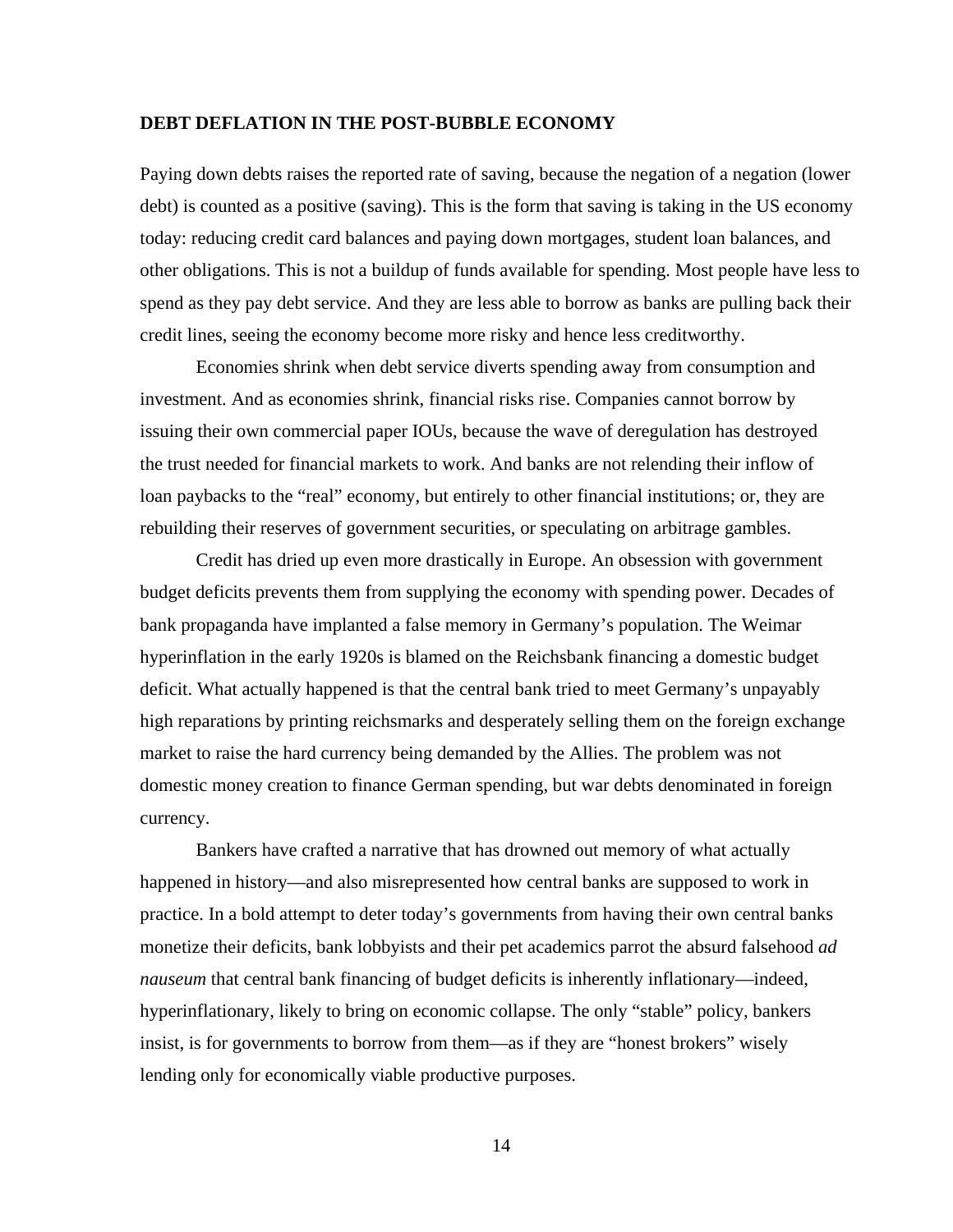## DEBT DEFLATION IN THE POST-BUBBLE ECONOMY

Paying down debts raises the reported rate of saving, because the negation of a negation (lower debt) is counted as a positive (saving). This is the form that saving is taking in the US economy today: reducing credit card balances and paying down mortgages, student loan balances, and other obligations. This is not a buildup of funds available for spending. Most people have less to spend as they pay debt service. And they are less able to borrow as banks are pulling back their credit lines, seeing the economy become more risky and hence less creditworthy.

Economies shrink when debt service diverts spending away from consumption and investment. And as economies shrink, financial risks rise. Companies cannot borrow by issuing their own commercial paper IOUs, because the wave of deregulation has destroyed the trust needed for financial markets to work. And banks are not relending their inflow of loan paybacks to the "real" economy, but entirely to other financial institutions; or, they are rebuilding their reserves of government securities, or speculating on arbitrage gambles.

Credit has dried up even more drastically in Europe. An obsession with government budget deficits prevents them from supplying the economy with spending power. Decades of bank propaganda have implanted a false memory in Germany's population. The Weimar hyperinflation in the early 1920s is blamed on the Reichsbank financing a domestic budget deficit. What actually happened is that the central bank tried to meet Germany's unpayably high reparations by printing reichsmarks and desperately selling them on the foreign exchange market to raise the hard currency being demanded by the Allies. The problem was not domestic money creation to finance German spending, but war debts denominated in foreign currency.

Bankers have crafted a narrative that has drowned out memory of what actually happened in history—and also misrepresented how central banks are supposed to work in practice. In a bold attempt to deter today's governments from having their own central banks monetize their deficits, bank lobbyists and their pet academics parrot the absurd falsehood *ad nauseum* that central bank financing of budget deficits is inherently inflationary—indeed, hyperinflationary, likely to bring on economic collapse. The only "stable" policy, bankers insist, is for governments to borrow from them—as if they are "honest brokers" wisely lending only for economically viable productive purposes.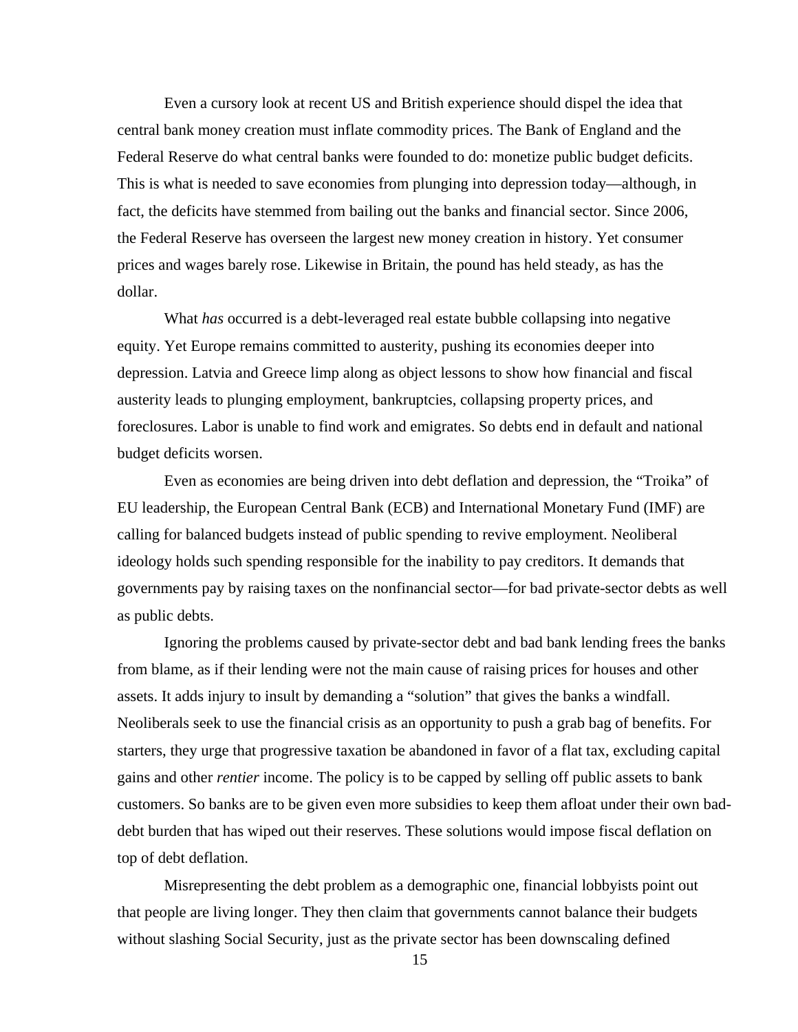Even a cursory look at recent US and British experience should dispel the idea that central bank money creation must inflate commodity prices. The Bank of England and the Federal Reserve do what central banks were founded to do: monetize public budget deficits. This is what is needed to save economies from plunging into depression today—although, in fact, the deficits have stemmed from bailing out the banks and financial sector. Since 2006, the Federal Reserve has overseen the largest new money creation in history. Yet consumer prices and wages barely rose. Likewise in Britain, the pound has held steady, as has the dollar.

What *has* occurred is a debt-leveraged real estate bubble collapsing into negative equity. Yet Europe remains committed to austerity, pushing its economies deeper into depression. Latvia and Greece limp along as object lessons to show how financial and fiscal austerity leads to plunging employment, bankruptcies, collapsing property prices, and foreclosures. Labor is unable to find work and emigrates. So debts end in default and national budget deficits worsen.

Even as economies are being driven into debt deflation and depression, the "Troika" of EU leadership, the European Central Bank (ECB) and International Monetary Fund (IMF) are calling for balanced budgets instead of public spending to revive employment. Neoliberal ideology holds such spending responsible for the inability to pay creditors. It demands that governments pay by raising taxes on the nonfinancial sector—for bad private-sector debts as well as public debts.

Ignoring the problems caused by private-sector debt and bad bank lending frees the banks from blame, as if their lending were not the main cause of raising prices for houses and other assets. It adds injury to insult by demanding a "solution" that gives the banks a windfall. Neoliberals seek to use the financial crisis as an opportunity to push a grab bag of benefits. For starters, they urge that progressive taxation be abandoned in favor of a flat tax, excluding capital gains and other *rentier* income. The policy is to be capped by selling off public assets to bank customers. So banks are to be given even more subsidies to keep them afloat under their own bad-debt burden that has wiped out their reserves. These solutions would impose fiscal deflation on top of debt deflation.

Misrepresenting the debt problem as a demographic one, financial lobbyists point out that people are living longer. They then claim that governments cannot balance their budgets without slashing Social Security, just as the private sector has been downscaling defined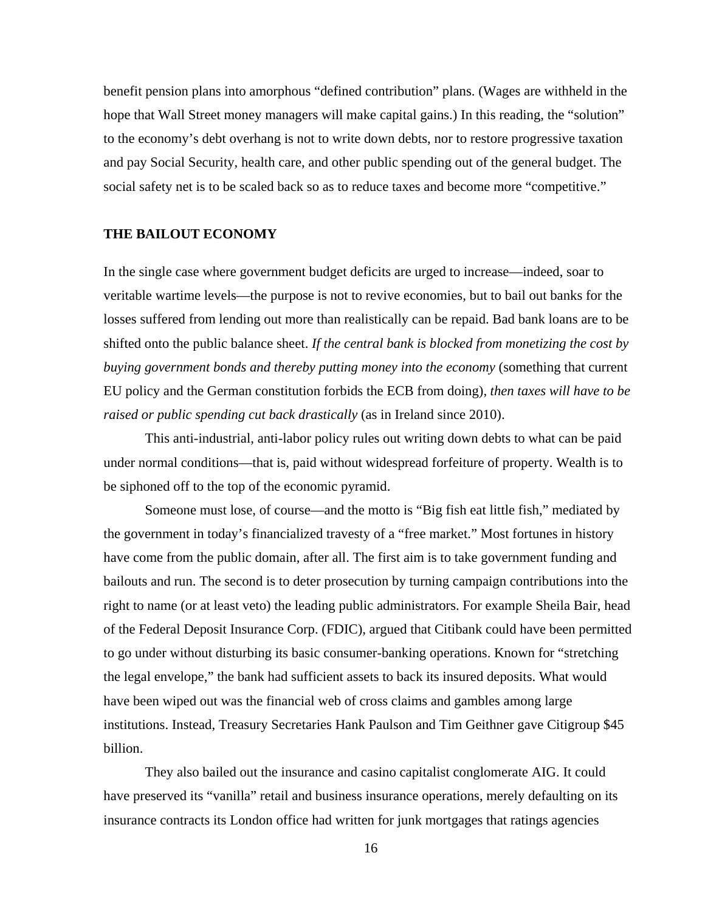benefit pension plans into amorphous "defined contribution" plans. (Wages are withheld in the hope that Wall Street money managers will make capital gains.) In this reading, the "solution" to the economy's debt overhang is not to write down debts, nor to restore progressive taxation and pay Social Security, health care, and other public spending out of the general budget. The social safety net is to be scaled back so as to reduce taxes and become more "competitive."

## THE BAILOUT ECONOMY

In the single case where government budget deficits are urged to increase—indeed, soar to veritable wartime levels—the purpose is not to revive economies, but to bail out banks for the losses suffered from lending out more than realistically can be repaid. Bad bank loans are to be shifted onto the public balance sheet. *If the central bank is blocked from monetizing the cost by buying government bonds and thereby putting money into the economy* (something that current EU policy and the German constitution forbids the ECB from doing), *then taxes will have to be raised or public spending cut back drastically* (as in Ireland since 2010).

This anti-industrial, anti-labor policy rules out writing down debts to what can be paid under normal conditions—that is, paid without widespread forfeiture of property. Wealth is to be siphoned off to the top of the economic pyramid.

Someone must lose, of course—and the motto is "Big fish eat little fish," mediated by the government in today's financialized travesty of a "free market." Most fortunes in history have come from the public domain, after all. The first aim is to take government funding and bailouts and run. The second is to deter prosecution by turning campaign contributions into the right to name (or at least veto) the leading public administrators. For example Sheila Bair, head of the Federal Deposit Insurance Corp. (FDIC), argued that Citibank could have been permitted to go under without disturbing its basic consumer-banking operations. Known for "stretching the legal envelope," the bank had sufficient assets to back its insured deposits. What would have been wiped out was the financial web of cross claims and gambles among large institutions. Instead, Treasury Secretaries Hank Paulson and Tim Geithner gave Citigroup $45 billion.

They also bailed out the insurance and casino capitalist conglomerate AIG. It could have preserved its "vanilla" retail and business insurance operations, merely defaulting on its insurance contracts its London office had written for junk mortgages that ratings agencies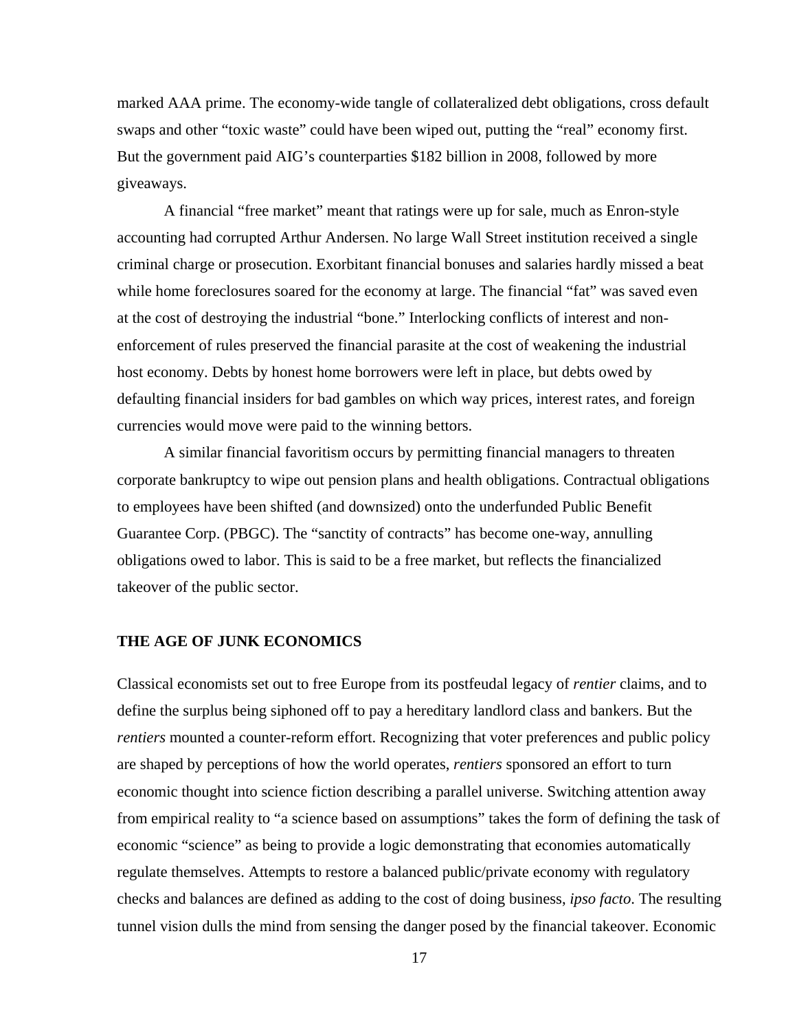marked AAA prime. The economy-wide tangle of collateralized debt obligations, cross default swaps and other "toxic waste" could have been wiped out, putting the "real" economy first. But the government paid AIG's counterparties $182 billion in 2008, followed by more giveaways.

A financial "free market" meant that ratings were up for sale, much as Enron-style accounting had corrupted Arthur Andersen. No large Wall Street institution received a single criminal charge or prosecution. Exorbitant financial bonuses and salaries hardly missed a beat while home foreclosures soared for the economy at large. The financial "fat" was saved even at the cost of destroying the industrial "bone." Interlocking conflicts of interest and non-enforcement of rules preserved the financial parasite at the cost of weakening the industrial host economy. Debts by honest home borrowers were left in place, but debts owed by defaulting financial insiders for bad gambles on which way prices, interest rates, and foreign currencies would move were paid to the winning bettors.

A similar financial favoritism occurs by permitting financial managers to threaten corporate bankruptcy to wipe out pension plans and health obligations. Contractual obligations to employees have been shifted (and downsized) onto the underfunded Public Benefit Guarantee Corp. (PBGC). The "sanctity of contracts" has become one-way, annulling obligations owed to labor. This is said to be a free market, but reflects the financialized takeover of the public sector.

## THE AGE OF JUNK ECONOMICS

Classical economists set out to free Europe from its postfeudal legacy of *rentier* claims, and to define the surplus being siphoned off to pay a hereditary landlord class and bankers. But the *rentiers* mounted a counter-reform effort. Recognizing that voter preferences and public policy are shaped by perceptions of how the world operates, *rentiers* sponsored an effort to turn economic thought into science fiction describing a parallel universe. Switching attention away from empirical reality to "a science based on assumptions" takes the form of defining the task of economic "science" as being to provide a logic demonstrating that economies automatically regulate themselves. Attempts to restore a balanced public/private economy with regulatory checks and balances are defined as adding to the cost of doing business, *ipso facto*. The resulting tunnel vision dulls the mind from sensing the danger posed by the financial takeover. Economic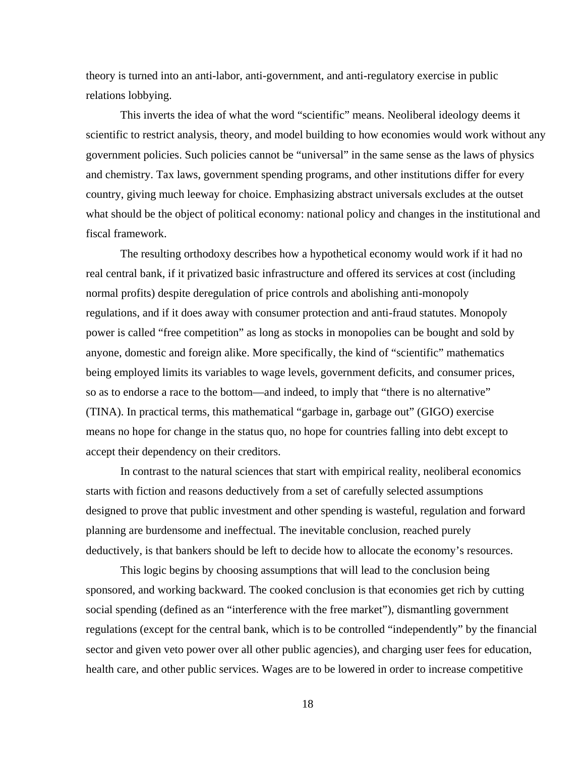theory is turned into an anti-labor, anti-government, and anti-regulatory exercise in public relations lobbying.

This inverts the idea of what the word "scientific" means. Neoliberal ideology deems it scientific to restrict analysis, theory, and model building to how economies would work without any government policies. Such policies cannot be "universal" in the same sense as the laws of physics and chemistry. Tax laws, government spending programs, and other institutions differ for every country, giving much leeway for choice. Emphasizing abstract universals excludes at the outset what should be the object of political economy: national policy and changes in the institutional and fiscal framework.

The resulting orthodoxy describes how a hypothetical economy would work if it had no real central bank, if it privatized basic infrastructure and offered its services at cost (including normal profits) despite deregulation of price controls and abolishing anti-monopoly regulations, and if it does away with consumer protection and anti-fraud statutes. Monopoly power is called "free competition" as long as stocks in monopolies can be bought and sold by anyone, domestic and foreign alike. More specifically, the kind of "scientific" mathematics being employed limits its variables to wage levels, government deficits, and consumer prices, so as to endorse a race to the bottom—and indeed, to imply that "there is no alternative" (TINA). In practical terms, this mathematical "garbage in, garbage out" (GIGO) exercise means no hope for change in the status quo, no hope for countries falling into debt except to accept their dependency on their creditors.

In contrast to the natural sciences that start with empirical reality, neoliberal economics starts with fiction and reasons deductively from a set of carefully selected assumptions designed to prove that public investment and other spending is wasteful, regulation and forward planning are burdensome and ineffectual. The inevitable conclusion, reached purely deductively, is that bankers should be left to decide how to allocate the economy's resources.

This logic begins by choosing assumptions that will lead to the conclusion being sponsored, and working backward. The cooked conclusion is that economies get rich by cutting social spending (defined as an "interference with the free market"), dismantling government regulations (except for the central bank, which is to be controlled "independently" by the financial sector and given veto power over all other public agencies), and charging user fees for education, health care, and other public services. Wages are to be lowered in order to increase competitive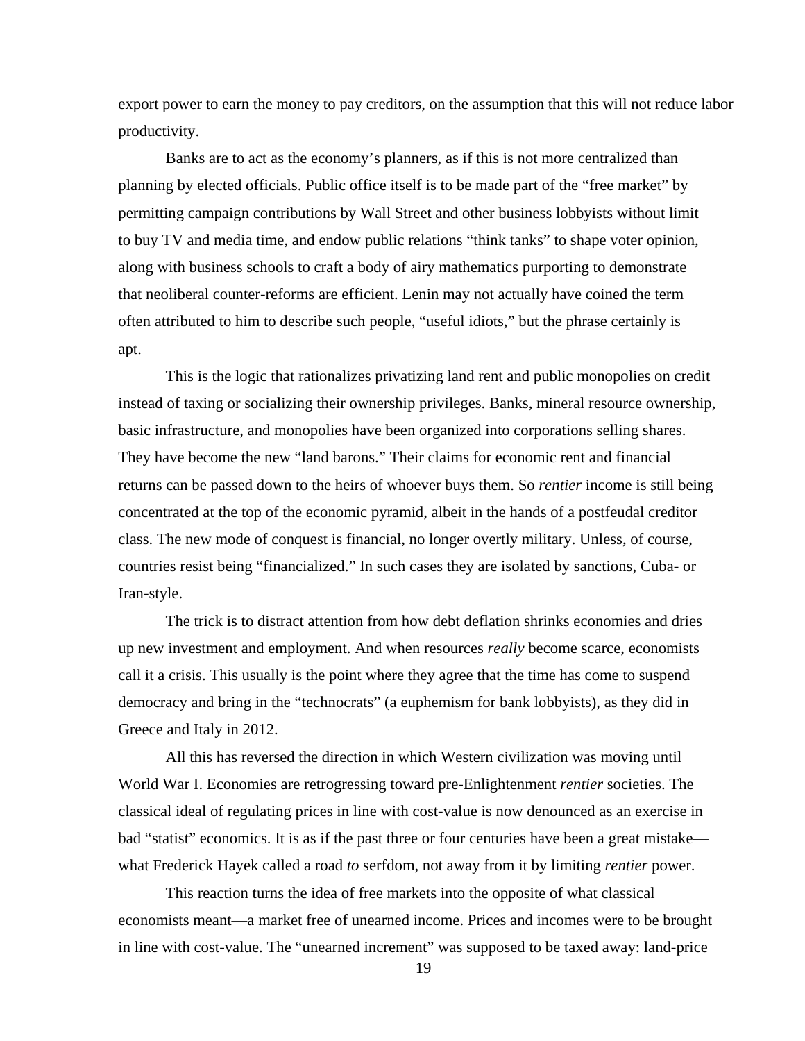export power to earn the money to pay creditors, on the assumption that this will not reduce labor productivity.

Banks are to act as the economy's planners, as if this is not more centralized than planning by elected officials. Public office itself is to be made part of the "free market" by permitting campaign contributions by Wall Street and other business lobbyists without limit to buy TV and media time, and endow public relations "think tanks" to shape voter opinion, along with business schools to craft a body of airy mathematics purporting to demonstrate that neoliberal counter-reforms are efficient. Lenin may not actually have coined the term often attributed to him to describe such people, "useful idiots," but the phrase certainly is apt.

This is the logic that rationalizes privatizing land rent and public monopolies on credit instead of taxing or socializing their ownership privileges. Banks, mineral resource ownership, basic infrastructure, and monopolies have been organized into corporations selling shares. They have become the new "land barons." Their claims for economic rent and financial returns can be passed down to the heirs of whoever buys them. So *rentier* income is still being concentrated at the top of the economic pyramid, albeit in the hands of a postfeudal creditor class. The new mode of conquest is financial, no longer overtly military. Unless, of course, countries resist being "financialized." In such cases they are isolated by sanctions, Cuba- or Iran-style.

The trick is to distract attention from how debt deflation shrinks economies and dries up new investment and employment. And when resources *really* become scarce, economists call it a crisis. This usually is the point where they agree that the time has come to suspend democracy and bring in the "technocrats" (a euphemism for bank lobbyists), as they did in Greece and Italy in 2012.

All this has reversed the direction in which Western civilization was moving until World War I. Economies are retrogressing toward pre-Enlightenment *rentier* societies. The classical ideal of regulating prices in line with cost-value is now denounced as an exercise in bad "statist" economics. It is as if the past three or four centuries have been a great mistake—what Frederick Hayek called a road *to* serfdom, not away from it by limiting *rentier* power.

This reaction turns the idea of free markets into the opposite of what classical economists meant—a market free of unearned income. Prices and incomes were to be brought in line with cost-value. The "unearned increment" was supposed to be taxed away: land-price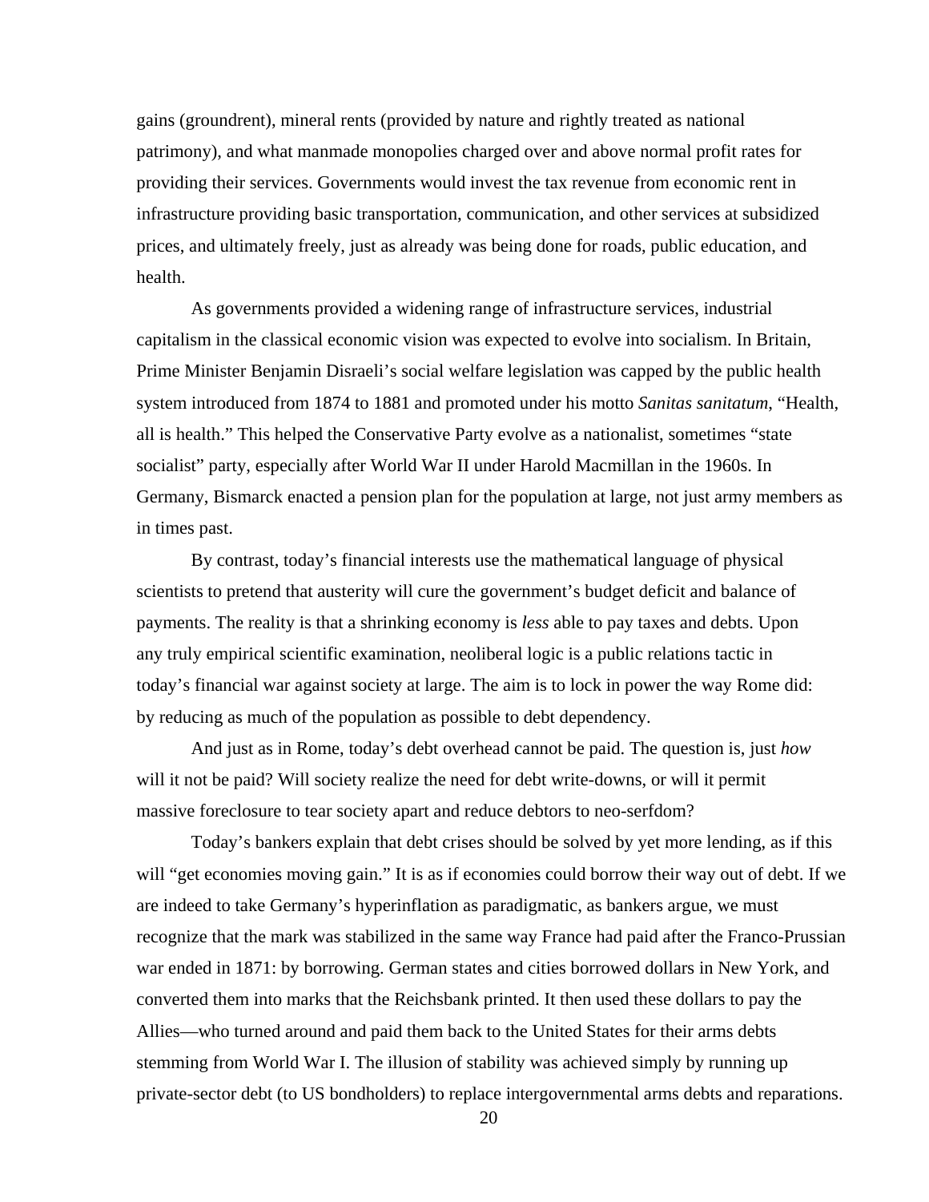gains (groundrent), mineral rents (provided by nature and rightly treated as national patrimony), and what manmade monopolies charged over and above normal profit rates for providing their services. Governments would invest the tax revenue from economic rent in infrastructure providing basic transportation, communication, and other services at subsidized prices, and ultimately freely, just as already was being done for roads, public education, and health.

As governments provided a widening range of infrastructure services, industrial capitalism in the classical economic vision was expected to evolve into socialism. In Britain, Prime Minister Benjamin Disraeli's social welfare legislation was capped by the public health system introduced from 1874 to 1881 and promoted under his motto *Sanitas sanitatum*, "Health, all is health." This helped the Conservative Party evolve as a nationalist, sometimes "state socialist" party, especially after World War II under Harold Macmillan in the 1960s. In Germany, Bismarck enacted a pension plan for the population at large, not just army members as in times past.

By contrast, today's financial interests use the mathematical language of physical scientists to pretend that austerity will cure the government's budget deficit and balance of payments. The reality is that a shrinking economy is *less* able to pay taxes and debts. Upon any truly empirical scientific examination, neoliberal logic is a public relations tactic in today's financial war against society at large. The aim is to lock in power the way Rome did: by reducing as much of the population as possible to debt dependency.

And just as in Rome, today's debt overhead cannot be paid. The question is, just *how* will it not be paid? Will society realize the need for debt write-downs, or will it permit massive foreclosure to tear society apart and reduce debtors to neo-serfdom?

Today's bankers explain that debt crises should be solved by yet more lending, as if this will "get economies moving gain." It is as if economies could borrow their way out of debt. If we are indeed to take Germany's hyperinflation as paradigmatic, as bankers argue, we must recognize that the mark was stabilized in the same way France had paid after the Franco-Prussian war ended in 1871: by borrowing. German states and cities borrowed dollars in New York, and converted them into marks that the Reichsbank printed. It then used these dollars to pay the Allies—who turned around and paid them back to the United States for their arms debts stemming from World War I. The illusion of stability was achieved simply by running up private-sector debt (to US bondholders) to replace intergovernmental arms debts and reparations.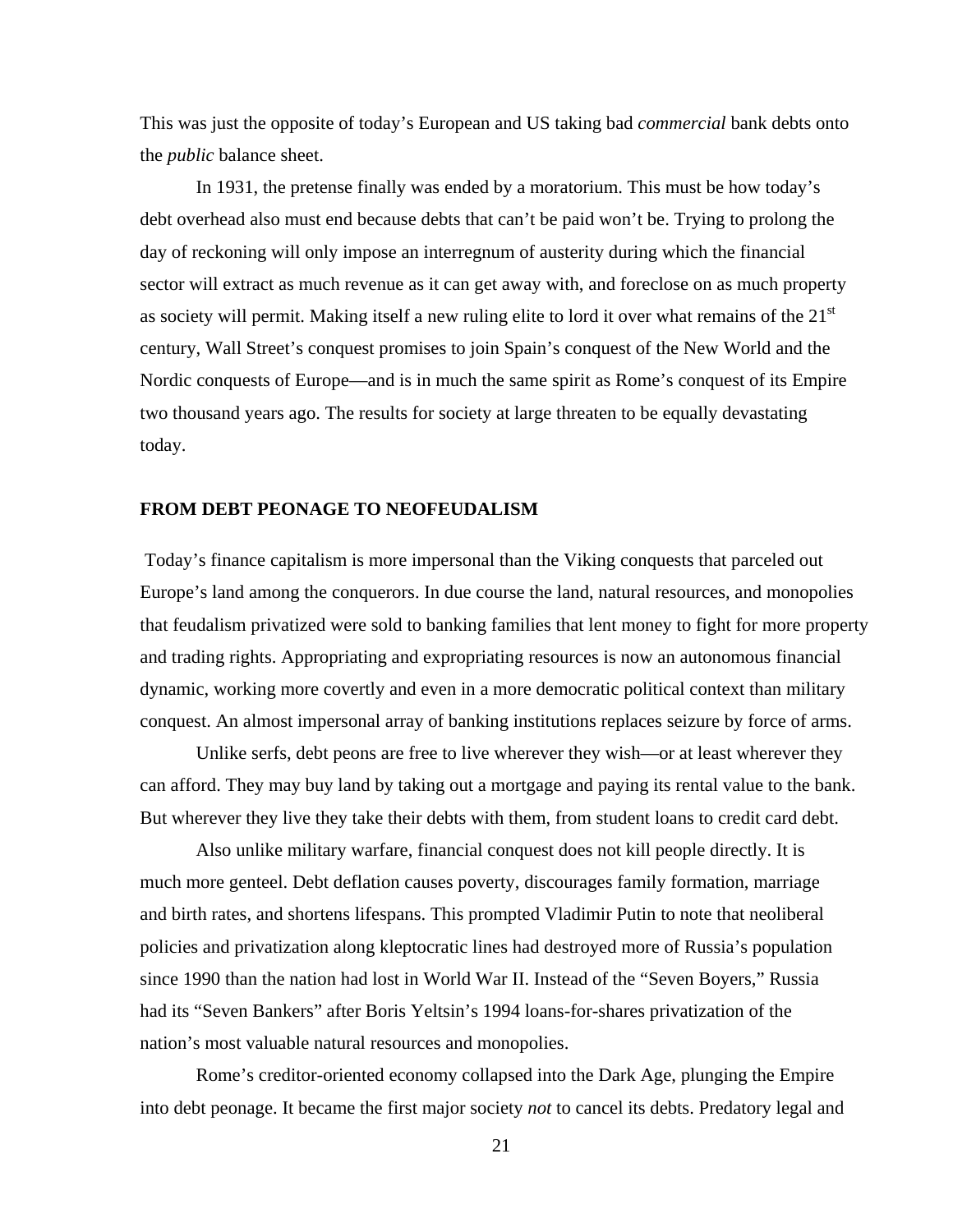This was just the opposite of today's European and US taking bad *commercial* bank debts onto the *public* balance sheet.

In 1931, the pretense finally was ended by a moratorium. This must be how today's debt overhead also must end because debts that can't be paid won't be. Trying to prolong the day of reckoning will only impose an interregnum of austerity during which the financial sector will extract as much revenue as it can get away with, and foreclose on as much property as society will permit. Making itself a new ruling elite to lord it over what remains of the 21st century, Wall Street's conquest promises to join Spain's conquest of the New World and the Nordic conquests of Europe—and is in much the same spirit as Rome's conquest of its Empire two thousand years ago. The results for society at large threaten to be equally devastating today.

## FROM DEBT PEONAGE TO NEOFEUDALISM

Today's finance capitalism is more impersonal than the Viking conquests that parceled out Europe's land among the conquerors. In due course the land, natural resources, and monopolies that feudalism privatized were sold to banking families that lent money to fight for more property and trading rights. Appropriating and expropriating resources is now an autonomous financial dynamic, working more covertly and even in a more democratic political context than military conquest. An almost impersonal array of banking institutions replaces seizure by force of arms.

Unlike serfs, debt peons are free to live wherever they wish—or at least wherever they can afford. They may buy land by taking out a mortgage and paying its rental value to the bank. But wherever they live they take their debts with them, from student loans to credit card debt.

Also unlike military warfare, financial conquest does not kill people directly. It is much more genteel. Debt deflation causes poverty, discourages family formation, marriage and birth rates, and shortens lifespans. This prompted Vladimir Putin to note that neoliberal policies and privatization along kleptocratic lines had destroyed more of Russia's population since 1990 than the nation had lost in World War II. Instead of the "Seven Boyers," Russia had its "Seven Bankers" after Boris Yeltsin's 1994 loans-for-shares privatization of the nation's most valuable natural resources and monopolies.

Rome's creditor-oriented economy collapsed into the Dark Age, plunging the Empire into debt peonage. It became the first major society *not* to cancel its debts. Predatory legal and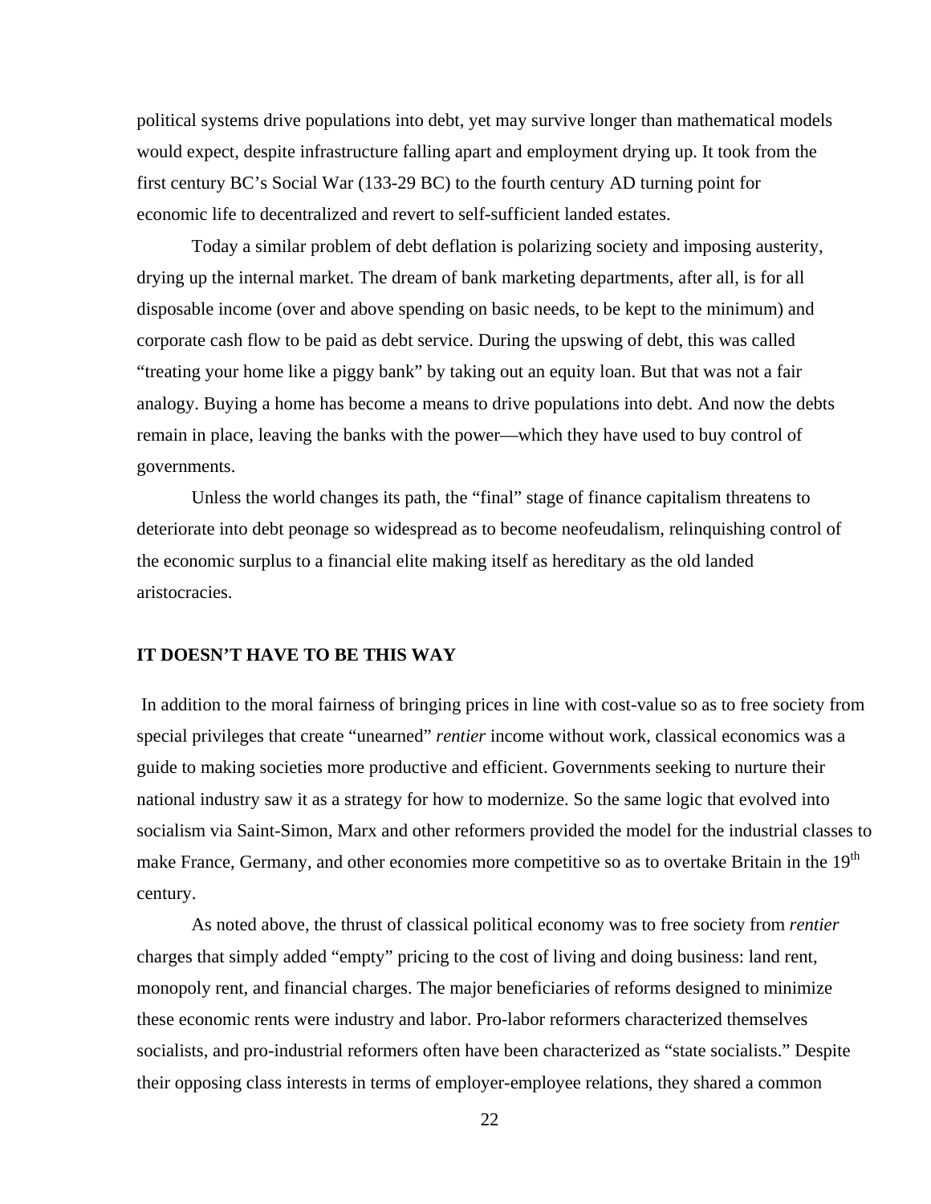political systems drive populations into debt, yet may survive longer than mathematical models would expect, despite infrastructure falling apart and employment drying up. It took from the first century BC's Social War (133-29 BC) to the fourth century AD turning point for economic life to decentralized and revert to self-sufficient landed estates.

Today a similar problem of debt deflation is polarizing society and imposing austerity, drying up the internal market. The dream of bank marketing departments, after all, is for all disposable income (over and above spending on basic needs, to be kept to the minimum) and corporate cash flow to be paid as debt service. During the upswing of debt, this was called "treating your home like a piggy bank" by taking out an equity loan. But that was not a fair analogy. Buying a home has become a means to drive populations into debt. And now the debts remain in place, leaving the banks with the power—which they have used to buy control of governments.

Unless the world changes its path, the "final" stage of finance capitalism threatens to deteriorate into debt peonage so widespread as to become neofeudalism, relinquishing control of the economic surplus to a financial elite making itself as hereditary as the old landed aristocracies.

## IT DOESN'T HAVE TO BE THIS WAY

In addition to the moral fairness of bringing prices in line with cost-value so as to free society from special privileges that create "unearned" *rentier* income without work, classical economics was a guide to making societies more productive and efficient. Governments seeking to nurture their national industry saw it as a strategy for how to modernize. So the same logic that evolved into socialism via Saint-Simon, Marx and other reformers provided the model for the industrial classes to make France, Germany, and other economies more competitive so as to overtake Britain in the 19th century.

As noted above, the thrust of classical political economy was to free society from *rentier* charges that simply added "empty" pricing to the cost of living and doing business: land rent, monopoly rent, and financial charges. The major beneficiaries of reforms designed to minimize these economic rents were industry and labor. Pro-labor reformers characterized themselves socialists, and pro-industrial reformers often have been characterized as "state socialists." Despite their opposing class interests in terms of employer-employee relations, they shared a common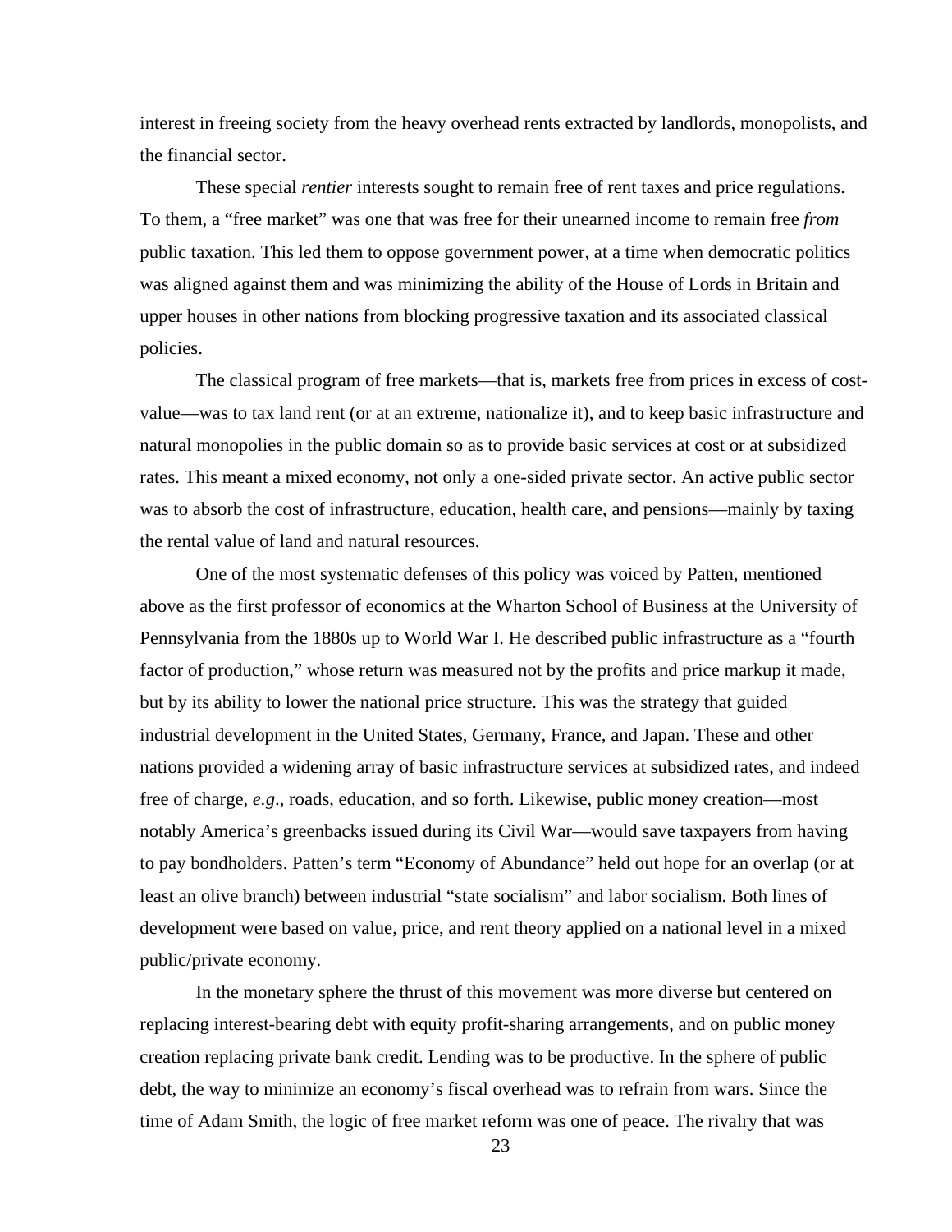interest in freeing society from the heavy overhead rents extracted by landlords, monopolists, and the financial sector.

These special *rentier* interests sought to remain free of rent taxes and price regulations. To them, a "free market" was one that was free for their unearned income to remain free *from* public taxation. This led them to oppose government power, at a time when democratic politics was aligned against them and was minimizing the ability of the House of Lords in Britain and upper houses in other nations from blocking progressive taxation and its associated classical policies.

The classical program of free markets—that is, markets free from prices in excess of cost-value—was to tax land rent (or at an extreme, nationalize it), and to keep basic infrastructure and natural monopolies in the public domain so as to provide basic services at cost or at subsidized rates. This meant a mixed economy, not only a one-sided private sector. An active public sector was to absorb the cost of infrastructure, education, health care, and pensions—mainly by taxing the rental value of land and natural resources.

One of the most systematic defenses of this policy was voiced by Patten, mentioned above as the first professor of economics at the Wharton School of Business at the University of Pennsylvania from the 1880s up to World War I. He described public infrastructure as a "fourth factor of production," whose return was measured not by the profits and price markup it made, but by its ability to lower the national price structure. This was the strategy that guided industrial development in the United States, Germany, France, and Japan. These and other nations provided a widening array of basic infrastructure services at subsidized rates, and indeed free of charge, *e.g*., roads, education, and so forth. Likewise, public money creation—most notably America's greenbacks issued during its Civil War—would save taxpayers from having to pay bondholders. Patten's term "Economy of Abundance" held out hope for an overlap (or at least an olive branch) between industrial "state socialism" and labor socialism. Both lines of development were based on value, price, and rent theory applied on a national level in a mixed public/private economy.

In the monetary sphere the thrust of this movement was more diverse but centered on replacing interest-bearing debt with equity profit-sharing arrangements, and on public money creation replacing private bank credit. Lending was to be productive. In the sphere of public debt, the way to minimize an economy's fiscal overhead was to refrain from wars. Since the time of Adam Smith, the logic of free market reform was one of peace. The rivalry that was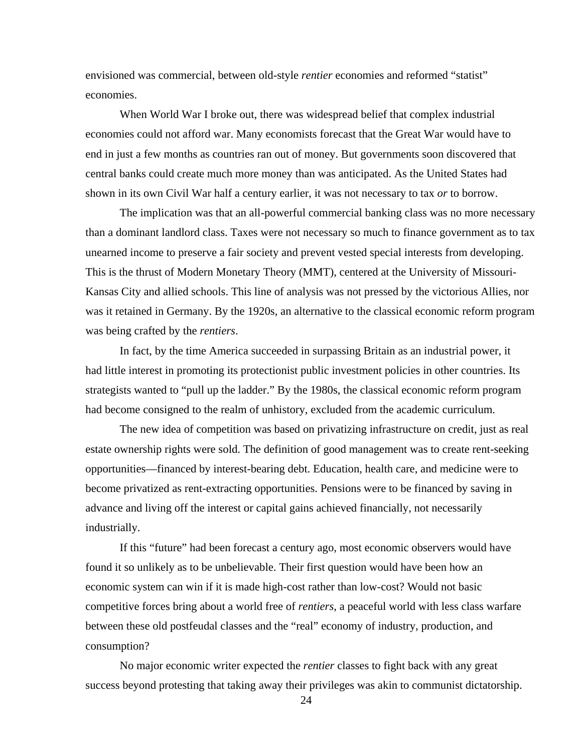envisioned was commercial, between old-style *rentier* economies and reformed "statist" economies.

When World War I broke out, there was widespread belief that complex industrial economies could not afford war. Many economists forecast that the Great War would have to end in just a few months as countries ran out of money. But governments soon discovered that central banks could create much more money than was anticipated. As the United States had shown in its own Civil War half a century earlier, it was not necessary to tax *or* to borrow.

The implication was that an all-powerful commercial banking class was no more necessary than a dominant landlord class. Taxes were not necessary so much to finance government as to tax unearned income to preserve a fair society and prevent vested special interests from developing. This is the thrust of Modern Monetary Theory (MMT), centered at the University of Missouri-Kansas City and allied schools. This line of analysis was not pressed by the victorious Allies, nor was it retained in Germany. By the 1920s, an alternative to the classical economic reform program was being crafted by the *rentiers*.

In fact, by the time America succeeded in surpassing Britain as an industrial power, it had little interest in promoting its protectionist public investment policies in other countries. Its strategists wanted to "pull up the ladder." By the 1980s, the classical economic reform program had become consigned to the realm of unhistory, excluded from the academic curriculum.

The new idea of competition was based on privatizing infrastructure on credit, just as real estate ownership rights were sold. The definition of good management was to create rent-seeking opportunities—financed by interest-bearing debt. Education, health care, and medicine were to become privatized as rent-extracting opportunities. Pensions were to be financed by saving in advance and living off the interest or capital gains achieved financially, not necessarily industrially.

If this "future" had been forecast a century ago, most economic observers would have found it so unlikely as to be unbelievable. Their first question would have been how an economic system can win if it is made high-cost rather than low-cost? Would not basic competitive forces bring about a world free of *rentiers*, a peaceful world with less class warfare between these old postfeudal classes and the "real" economy of industry, production, and consumption?

No major economic writer expected the *rentier* classes to fight back with any great success beyond protesting that taking away their privileges was akin to communist dictatorship.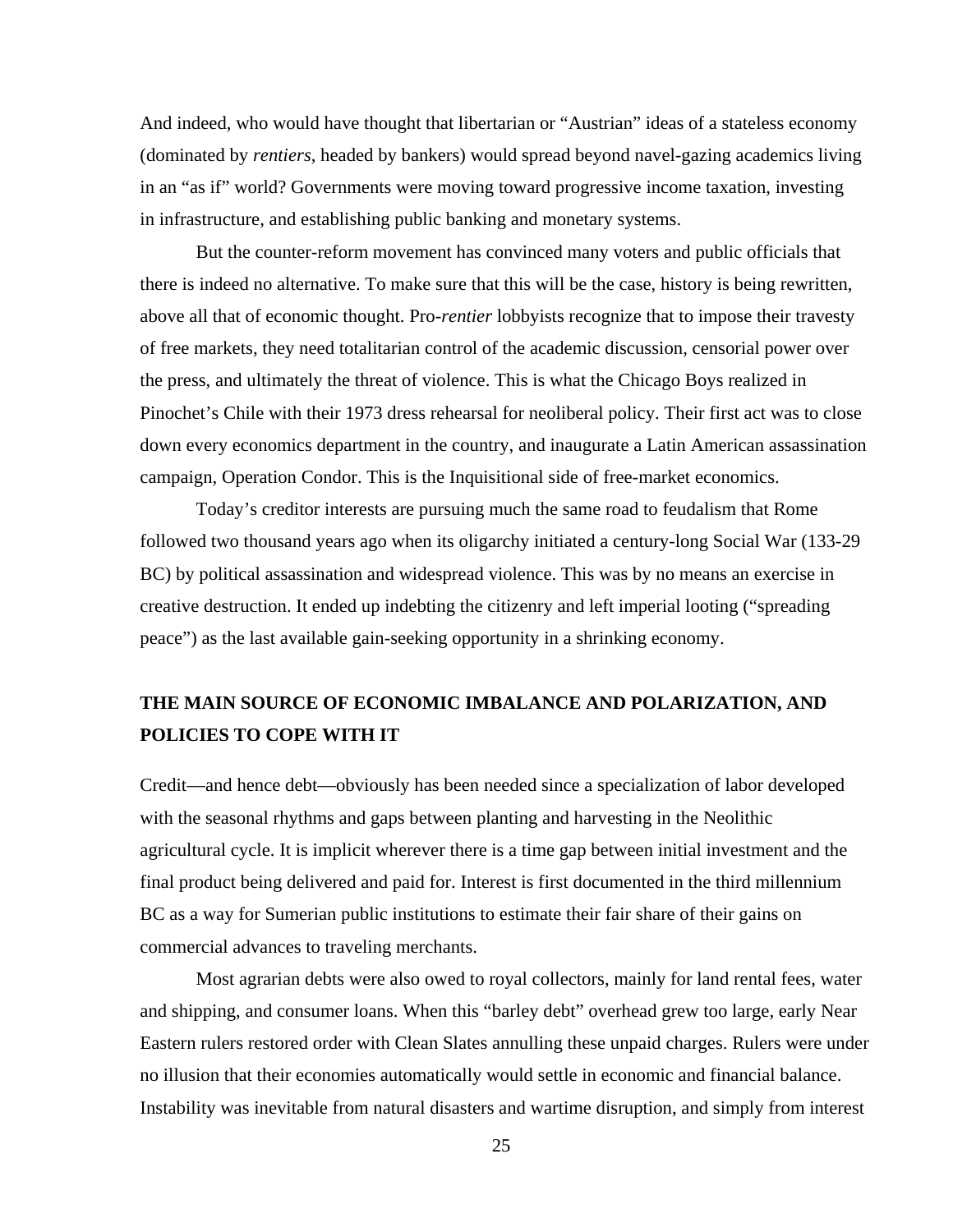And indeed, who would have thought that libertarian or "Austrian" ideas of a stateless economy (dominated by *rentiers*, headed by bankers) would spread beyond navel-gazing academics living in an "as if" world? Governments were moving toward progressive income taxation, investing in infrastructure, and establishing public banking and monetary systems.

But the counter-reform movement has convinced many voters and public officials that there is indeed no alternative. To make sure that this will be the case, history is being rewritten, above all that of economic thought. Pro-*rentier* lobbyists recognize that to impose their travesty of free markets, they need totalitarian control of the academic discussion, censorial power over the press, and ultimately the threat of violence. This is what the Chicago Boys realized in Pinochet's Chile with their 1973 dress rehearsal for neoliberal policy. Their first act was to close down every economics department in the country, and inaugurate a Latin American assassination campaign, Operation Condor. This is the Inquisitional side of free-market economics.

Today's creditor interests are pursuing much the same road to feudalism that Rome followed two thousand years ago when its oligarchy initiated a century-long Social War (133-29 BC) by political assassination and widespread violence. This was by no means an exercise in creative destruction. It ended up indebting the citizenry and left imperial looting ("spreading peace") as the last available gain-seeking opportunity in a shrinking economy.

## THE MAIN SOURCE OF ECONOMIC IMBALANCE AND POLARIZATION, AND POLICIES TO COPE WITH IT

Credit—and hence debt—obviously has been needed since a specialization of labor developed with the seasonal rhythms and gaps between planting and harvesting in the Neolithic agricultural cycle. It is implicit wherever there is a time gap between initial investment and the final product being delivered and paid for. Interest is first documented in the third millennium BC as a way for Sumerian public institutions to estimate their fair share of their gains on commercial advances to traveling merchants.

Most agrarian debts were also owed to royal collectors, mainly for land rental fees, water and shipping, and consumer loans. When this "barley debt" overhead grew too large, early Near Eastern rulers restored order with Clean Slates annulling these unpaid charges. Rulers were under no illusion that their economies automatically would settle in economic and financial balance. Instability was inevitable from natural disasters and wartime disruption, and simply from interest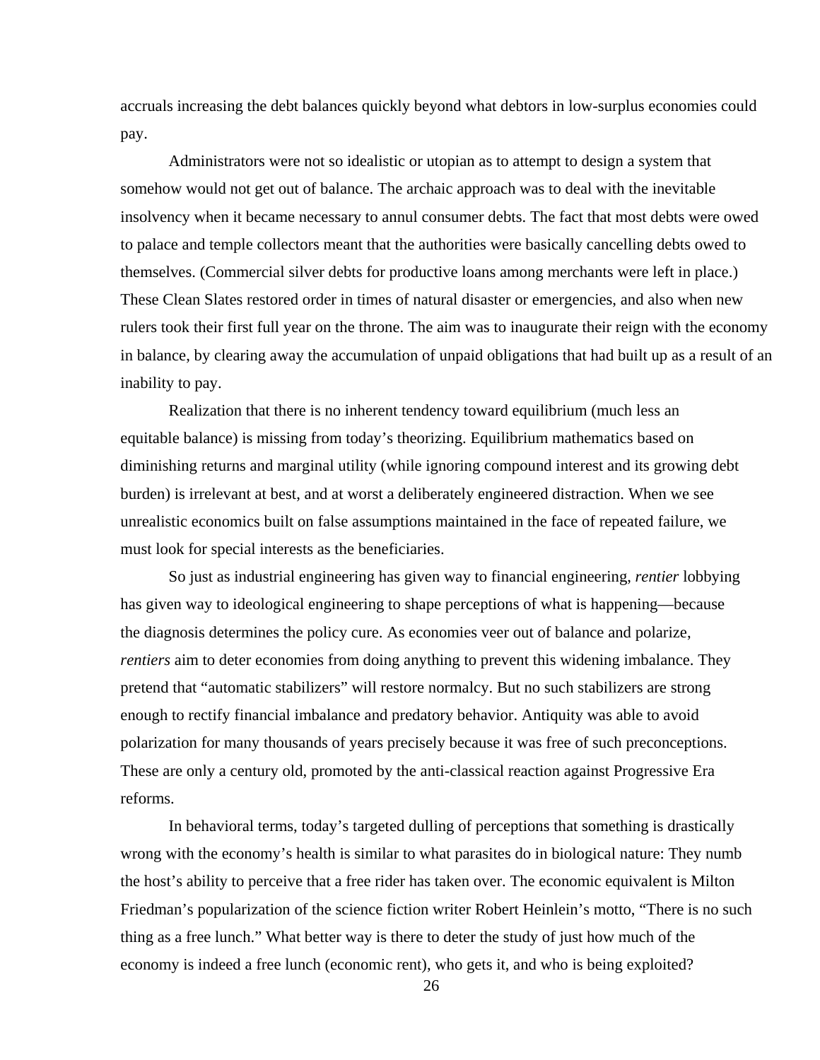accruals increasing the debt balances quickly beyond what debtors in low-surplus economies could pay.

Administrators were not so idealistic or utopian as to attempt to design a system that somehow would not get out of balance. The archaic approach was to deal with the inevitable insolvency when it became necessary to annul consumer debts. The fact that most debts were owed to palace and temple collectors meant that the authorities were basically cancelling debts owed to themselves. (Commercial silver debts for productive loans among merchants were left in place.) These Clean Slates restored order in times of natural disaster or emergencies, and also when new rulers took their first full year on the throne. The aim was to inaugurate their reign with the economy in balance, by clearing away the accumulation of unpaid obligations that had built up as a result of an inability to pay.

Realization that there is no inherent tendency toward equilibrium (much less an equitable balance) is missing from today's theorizing. Equilibrium mathematics based on diminishing returns and marginal utility (while ignoring compound interest and its growing debt burden) is irrelevant at best, and at worst a deliberately engineered distraction. When we see unrealistic economics built on false assumptions maintained in the face of repeated failure, we must look for special interests as the beneficiaries.

So just as industrial engineering has given way to financial engineering, *rentier* lobbying has given way to ideological engineering to shape perceptions of what is happening—because the diagnosis determines the policy cure. As economies veer out of balance and polarize, *rentiers* aim to deter economies from doing anything to prevent this widening imbalance. They pretend that "automatic stabilizers" will restore normalcy. But no such stabilizers are strong enough to rectify financial imbalance and predatory behavior. Antiquity was able to avoid polarization for many thousands of years precisely because it was free of such preconceptions. These are only a century old, promoted by the anti-classical reaction against Progressive Era reforms.

In behavioral terms, today's targeted dulling of perceptions that something is drastically wrong with the economy's health is similar to what parasites do in biological nature: They numb the host's ability to perceive that a free rider has taken over. The economic equivalent is Milton Friedman's popularization of the science fiction writer Robert Heinlein's motto, "There is no such thing as a free lunch." What better way is there to deter the study of just how much of the economy is indeed a free lunch (economic rent), who gets it, and who is being exploited?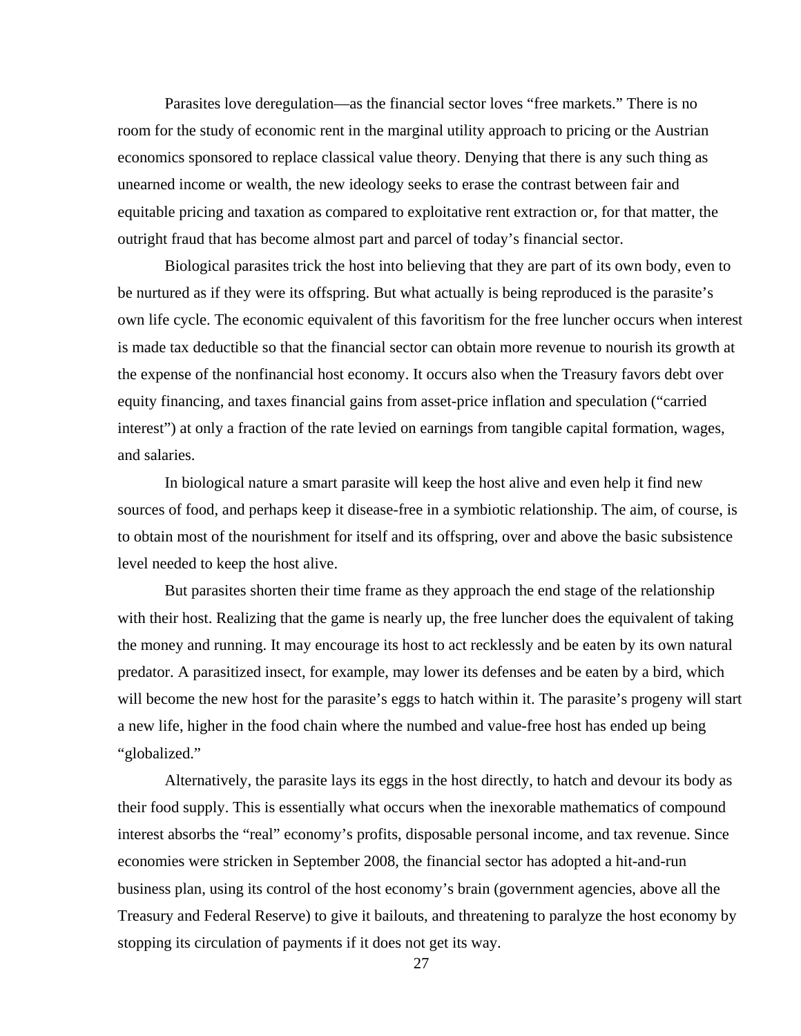Parasites love deregulation—as the financial sector loves "free markets." There is no room for the study of economic rent in the marginal utility approach to pricing or the Austrian economics sponsored to replace classical value theory. Denying that there is any such thing as unearned income or wealth, the new ideology seeks to erase the contrast between fair and equitable pricing and taxation as compared to exploitative rent extraction or, for that matter, the outright fraud that has become almost part and parcel of today's financial sector.

Biological parasites trick the host into believing that they are part of its own body, even to be nurtured as if they were its offspring. But what actually is being reproduced is the parasite's own life cycle. The economic equivalent of this favoritism for the free luncher occurs when interest is made tax deductible so that the financial sector can obtain more revenue to nourish its growth at the expense of the nonfinancial host economy. It occurs also when the Treasury favors debt over equity financing, and taxes financial gains from asset-price inflation and speculation ("carried interest") at only a fraction of the rate levied on earnings from tangible capital formation, wages, and salaries.

In biological nature a smart parasite will keep the host alive and even help it find new sources of food, and perhaps keep it disease-free in a symbiotic relationship. The aim, of course, is to obtain most of the nourishment for itself and its offspring, over and above the basic subsistence level needed to keep the host alive.

But parasites shorten their time frame as they approach the end stage of the relationship with their host. Realizing that the game is nearly up, the free luncher does the equivalent of taking the money and running. It may encourage its host to act recklessly and be eaten by its own natural predator. A parasitized insect, for example, may lower its defenses and be eaten by a bird, which will become the new host for the parasite's eggs to hatch within it. The parasite's progeny will start a new life, higher in the food chain where the numbed and value-free host has ended up being "globalized."

Alternatively, the parasite lays its eggs in the host directly, to hatch and devour its body as their food supply. This is essentially what occurs when the inexorable mathematics of compound interest absorbs the "real" economy's profits, disposable personal income, and tax revenue. Since economies were stricken in September 2008, the financial sector has adopted a hit-and-run business plan, using its control of the host economy's brain (government agencies, above all the Treasury and Federal Reserve) to give it bailouts, and threatening to paralyze the host economy by stopping its circulation of payments if it does not get its way.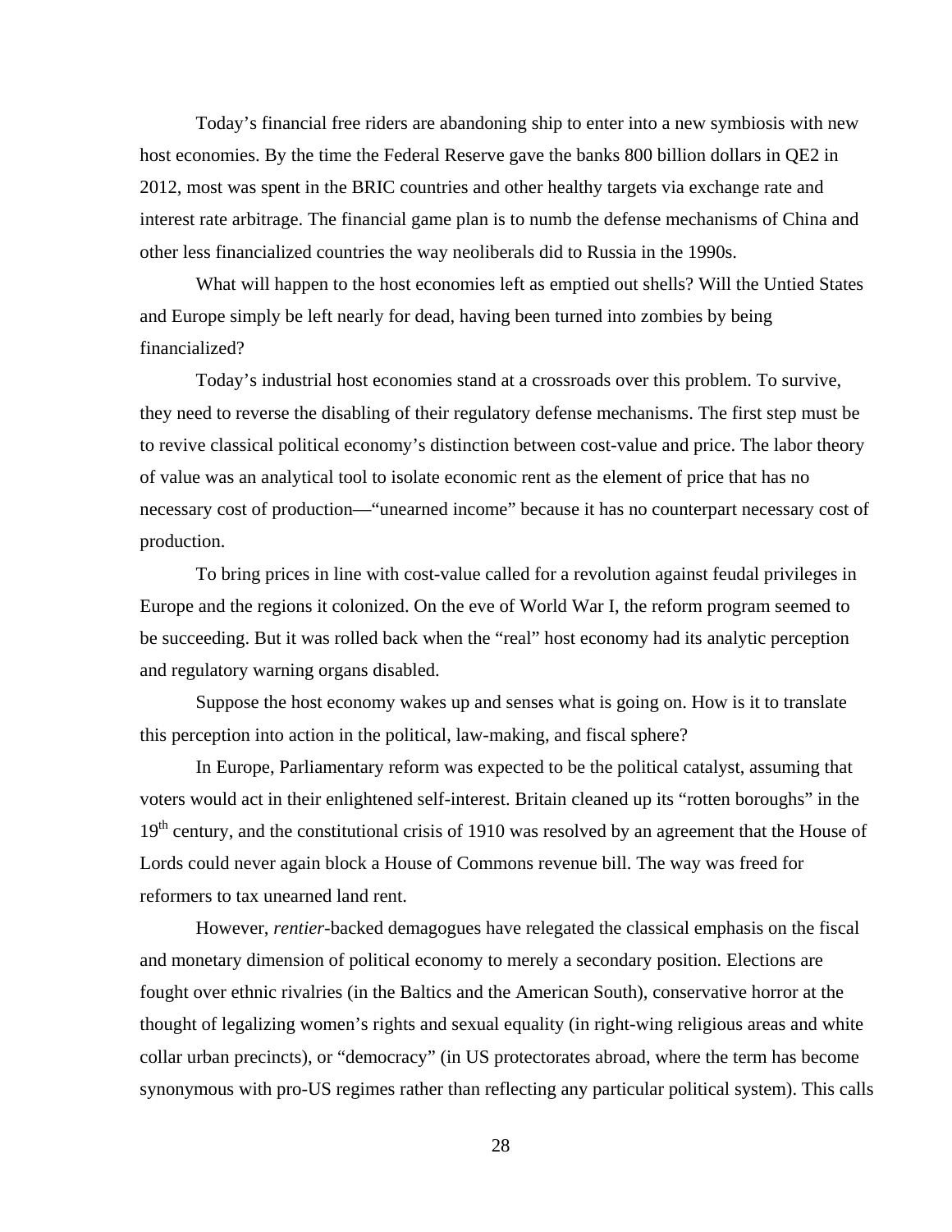Today's financial free riders are abandoning ship to enter into a new symbiosis with new host economies. By the time the Federal Reserve gave the banks 800 billion dollars in QE2 in 2012, most was spent in the BRIC countries and other healthy targets via exchange rate and interest rate arbitrage. The financial game plan is to numb the defense mechanisms of China and other less financialized countries the way neoliberals did to Russia in the 1990s.

What will happen to the host economies left as emptied out shells? Will the Untied States and Europe simply be left nearly for dead, having been turned into zombies by being financialized?

Today's industrial host economies stand at a crossroads over this problem. To survive, they need to reverse the disabling of their regulatory defense mechanisms. The first step must be to revive classical political economy's distinction between cost-value and price. The labor theory of value was an analytical tool to isolate economic rent as the element of price that has no necessary cost of production—"unearned income" because it has no counterpart necessary cost of production.

To bring prices in line with cost-value called for a revolution against feudal privileges in Europe and the regions it colonized. On the eve of World War I, the reform program seemed to be succeeding. But it was rolled back when the "real" host economy had its analytic perception and regulatory warning organs disabled.

Suppose the host economy wakes up and senses what is going on. How is it to translate this perception into action in the political, law-making, and fiscal sphere?

In Europe, Parliamentary reform was expected to be the political catalyst, assuming that voters would act in their enlightened self-interest. Britain cleaned up its "rotten boroughs" in the 19th century, and the constitutional crisis of 1910 was resolved by an agreement that the House of Lords could never again block a House of Commons revenue bill. The way was freed for reformers to tax unearned land rent.

However, *rentier*-backed demagogues have relegated the classical emphasis on the fiscal and monetary dimension of political economy to merely a secondary position. Elections are fought over ethnic rivalries (in the Baltics and the American South), conservative horror at the thought of legalizing women's rights and sexual equality (in right-wing religious areas and white collar urban precincts), or "democracy" (in US protectorates abroad, where the term has become synonymous with pro-US regimes rather than reflecting any particular political system). This calls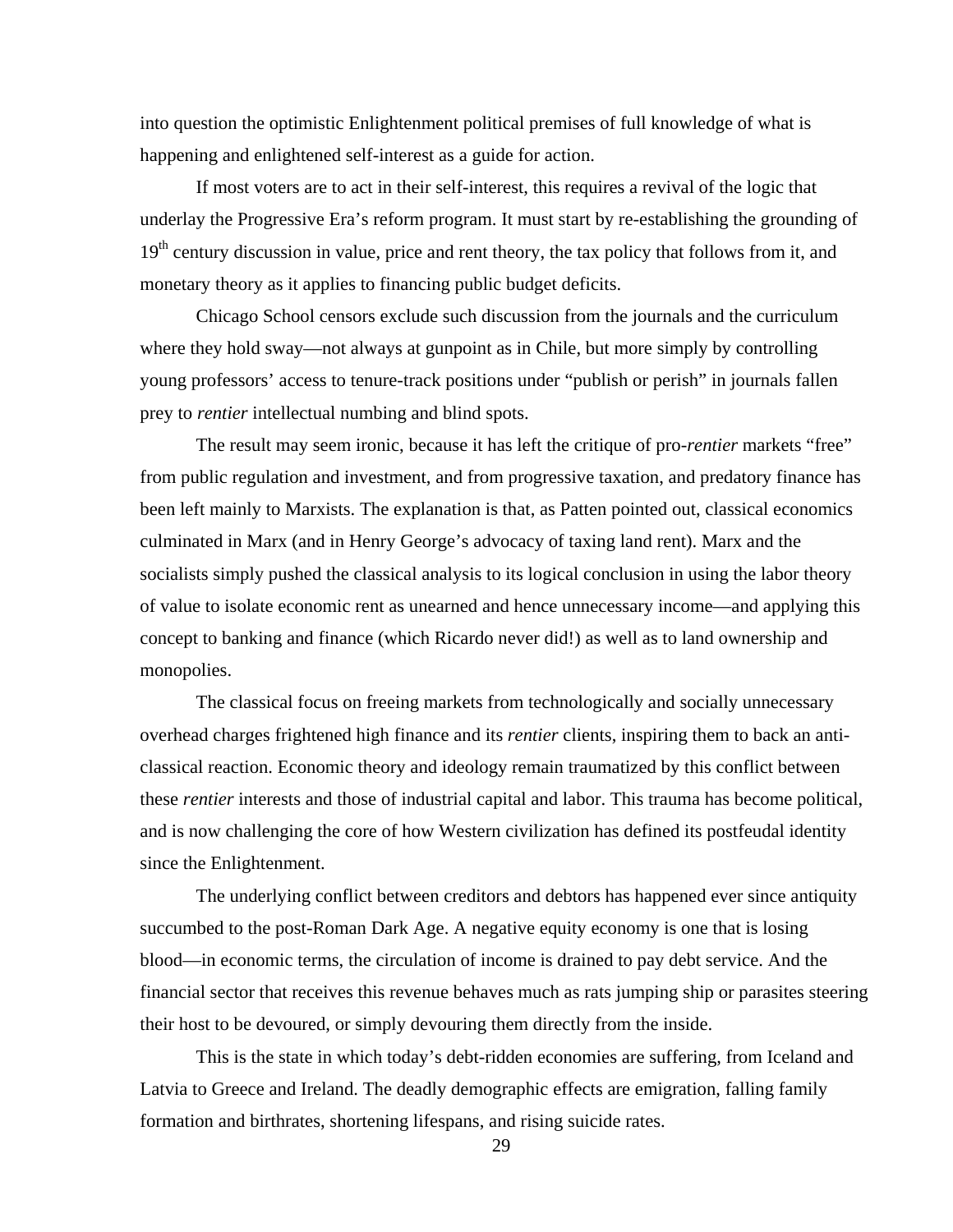into question the optimistic Enlightenment political premises of full knowledge of what is happening and enlightened self-interest as a guide for action.

If most voters are to act in their self-interest, this requires a revival of the logic that underlay the Progressive Era's reform program. It must start by re-establishing the grounding of 19th century discussion in value, price and rent theory, the tax policy that follows from it, and monetary theory as it applies to financing public budget deficits.

Chicago School censors exclude such discussion from the journals and the curriculum where they hold sway—not always at gunpoint as in Chile, but more simply by controlling young professors' access to tenure-track positions under "publish or perish" in journals fallen prey to *rentier* intellectual numbing and blind spots.

The result may seem ironic, because it has left the critique of pro-*rentier* markets "free" from public regulation and investment, and from progressive taxation, and predatory finance has been left mainly to Marxists. The explanation is that, as Patten pointed out, classical economics culminated in Marx (and in Henry George's advocacy of taxing land rent). Marx and the socialists simply pushed the classical analysis to its logical conclusion in using the labor theory of value to isolate economic rent as unearned and hence unnecessary income—and applying this concept to banking and finance (which Ricardo never did!) as well as to land ownership and monopolies.

The classical focus on freeing markets from technologically and socially unnecessary overhead charges frightened high finance and its *rentier* clients, inspiring them to back an anti-classical reaction. Economic theory and ideology remain traumatized by this conflict between these *rentier* interests and those of industrial capital and labor. This trauma has become political, and is now challenging the core of how Western civilization has defined its postfeudal identity since the Enlightenment.

The underlying conflict between creditors and debtors has happened ever since antiquity succumbed to the post-Roman Dark Age. A negative equity economy is one that is losing blood—in economic terms, the circulation of income is drained to pay debt service. And the financial sector that receives this revenue behaves much as rats jumping ship or parasites steering their host to be devoured, or simply devouring them directly from the inside.

This is the state in which today's debt-ridden economies are suffering, from Iceland and Latvia to Greece and Ireland. The deadly demographic effects are emigration, falling family formation and birthrates, shortening lifespans, and rising suicide rates.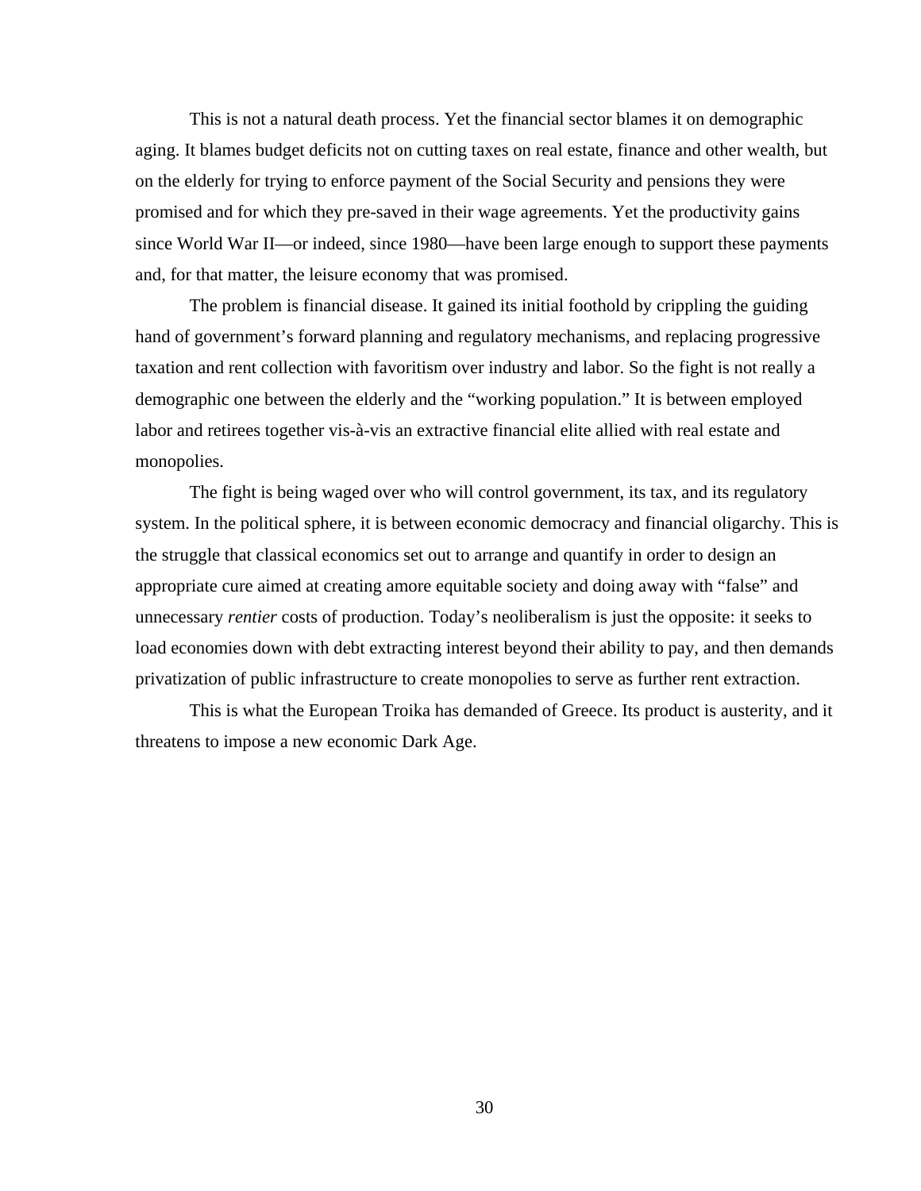This is not a natural death process. Yet the financial sector blames it on demographic aging. It blames budget deficits not on cutting taxes on real estate, finance and other wealth, but on the elderly for trying to enforce payment of the Social Security and pensions they were promised and for which they pre-saved in their wage agreements. Yet the productivity gains since World War II—or indeed, since 1980—have been large enough to support these payments and, for that matter, the leisure economy that was promised.

The problem is financial disease. It gained its initial foothold by crippling the guiding hand of government's forward planning and regulatory mechanisms, and replacing progressive taxation and rent collection with favoritism over industry and labor. So the fight is not really a demographic one between the elderly and the "working population." It is between employed labor and retirees together vis-à-vis an extractive financial elite allied with real estate and monopolies.

The fight is being waged over who will control government, its tax, and its regulatory system. In the political sphere, it is between economic democracy and financial oligarchy. This is the struggle that classical economics set out to arrange and quantify in order to design an appropriate cure aimed at creating amore equitable society and doing away with "false" and unnecessary *rentier* costs of production. Today's neoliberalism is just the opposite: it seeks to load economies down with debt extracting interest beyond their ability to pay, and then demands privatization of public infrastructure to create monopolies to serve as further rent extraction.

This is what the European Troika has demanded of Greece. Its product is austerity, and it threatens to impose a new economic Dark Age.